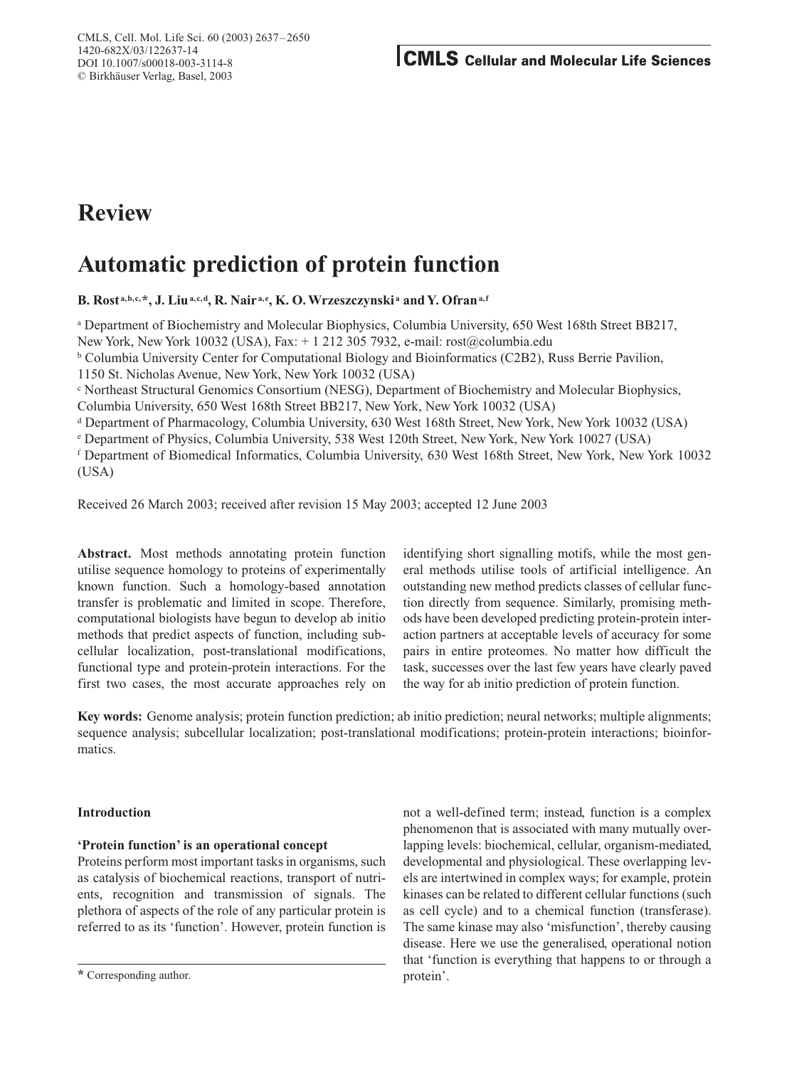# Review

# Automatic prediction of protein function

**B. Rost [a,b,c,]*, J. Liu [a,c,d], R. Nair [a,e], K. O. Wrzeszczynski [a] and Y. Ofran [a,f]**

[a] Department of Biochemistry and Molecular Biophysics, Columbia University, 650 West 168th Street BB217, New York, New York 10032 (USA), Fax: + 1 212 305 7932, e-mail: rost@columbia.edu

[b] Columbia University Center for Computational Biology and Bioinformatics (C2B2), Russ Berrie Pavilion, 1150 St. Nicholas Avenue, New York, New York 10032 (USA)

[c] Northeast Structural Genomics Consortium (NESG), Department of Biochemistry and Molecular Biophysics, Columbia University, 650 West 168th Street BB217, New York, New York 10032 (USA)

[d] Department of Pharmacology, Columbia University, 630 West 168th Street, New York, New York 10032 (USA)

[e] Department of Physics, Columbia University, 538 West 120th Street, New York, New York 10027 (USA)

[f] Department of Biomedical Informatics, Columbia University, 630 West 168th Street, New York, New York 10032 (USA)

Received 26 March 2003; received after revision 15 May 2003; accepted 12 June 2003

**Abstract.** Most methods annotating protein function utilise sequence homology to proteins of experimentally known function. Such a homology-based annotation transfer is problematic and limited in scope. Therefore, computational biologists have begun to develop ab initio methods that predict aspects of function, including subcellular localization, post-translational modifications, functional type and protein-protein interactions. For the first two cases, the most accurate approaches rely on identifying short signalling motifs, while the most general methods utilise tools of artificial intelligence. An outstanding new method predicts classes of cellular function directly from sequence. Similarly, promising methods have been developed predicting protein-protein interaction partners at acceptable levels of accuracy for some pairs in entire proteomes. No matter how difficult the task, successes over the last few years have clearly paved the way for ab initio prediction of protein function.

**Key words:** Genome analysis; protein function prediction; ab initio prediction; neural networks; multiple alignments; sequence analysis; subcellular localization; post-translational modifications; protein-protein interactions; bioinformatics.

## Introduction

### 'Protein function' is an operational concept

Proteins perform most important tasks in organisms, such as catalysis of biochemical reactions, transport of nutrients, recognition and transmission of signals. The plethora of aspects of the role of any particular protein is referred to as its 'function'. However, protein function is not a well-defined term; instead, function is a complex phenomenon that is associated with many mutually overlapping levels: biochemical, cellular, organism-mediated, developmental and physiological. These overlapping levels are intertwined in complex ways; for example, protein kinases can be related to different cellular functions (such as cell cycle) and to a chemical function (transferase). The same kinase may also 'misfunction', thereby causing disease. Here we use the generalised, operational notion that 'function is everything that happens to or through a protein'.

\* Corresponding author.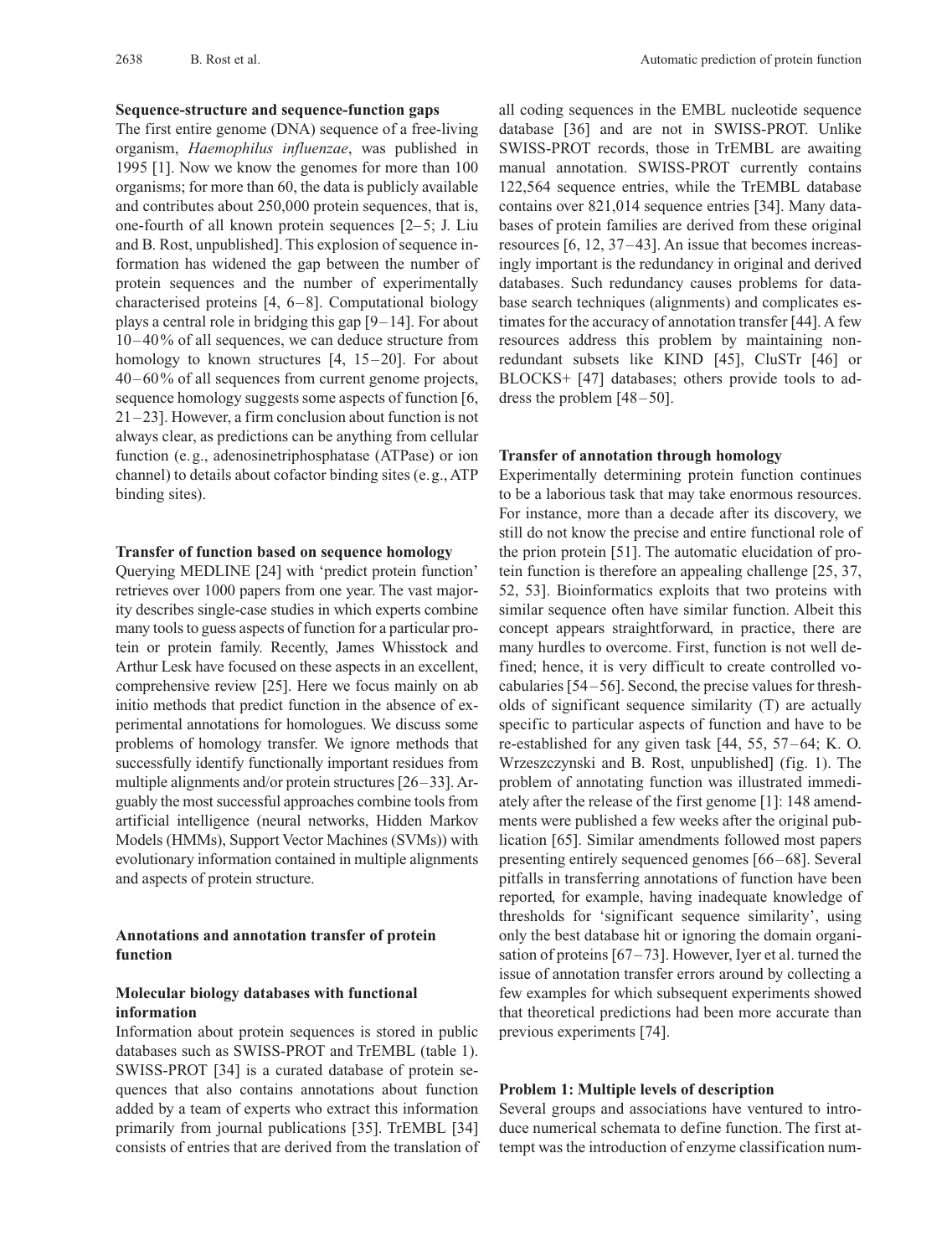### Sequence-structure and sequence-function gaps

The first entire genome (DNA) sequence of a free-living organism, *Haemophilus influenzae*, was published in 1995 [1]. Now we know the genomes for more than 100 organisms; for more than 60, the data is publicly available and contributes about 250,000 protein sequences, that is, one-fourth of all known protein sequences [2–5; J. Liu and B. Rost, unpublished]. This explosion of sequence information has widened the gap between the number of protein sequences and the number of experimentally characterised proteins [4, 6–8]. Computational biology plays a central role in bridging this gap [9–14]. For about 10–40% of all sequences, we can deduce structure from homology to known structures [4, 15–20]. For about 40–60% of all sequences from current genome projects, sequence homology suggests some aspects of function [6, 21–23]. However, a firm conclusion about function is not always clear, as predictions can be anything from cellular function (e.g., adenosinetriphosphatase (ATPase) or ion channel) to details about cofactor binding sites (e.g., ATP binding sites).

### Transfer of function based on sequence homology

Querying MEDLINE [24] with 'predict protein function' retrieves over 1000 papers from one year. The vast majority describes single-case studies in which experts combine many tools to guess aspects of function for a particular protein or protein family. Recently, James Whisstock and Arthur Lesk have focused on these aspects in an excellent, comprehensive review [25]. Here we focus mainly on ab initio methods that predict function in the absence of experimental annotations for homologues. We discuss some problems of homology transfer. We ignore methods that successfully identify functionally important residues from multiple alignments and/or protein structures [26–33]. Arguably the most successful approaches combine tools from artificial intelligence (neural networks, Hidden Markov Models (HMMs), Support Vector Machines (SVMs)) with evolutionary information contained in multiple alignments and aspects of protein structure.

## Annotations and annotation transfer of protein function

### Molecular biology databases with functional information

Information about protein sequences is stored in public databases such as SWISS-PROT and TrEMBL (table 1). SWISS-PROT [34] is a curated database of protein sequences that also contains annotations about function added by a team of experts who extract this information primarily from journal publications [35]. TrEMBL [34] consists of entries that are derived from the translation of all coding sequences in the EMBL nucleotide sequence database [36] and are not in SWISS-PROT. Unlike SWISS-PROT records, those in TrEMBL are awaiting manual annotation. SWISS-PROT currently contains 122,564 sequence entries, while the TrEMBL database contains over 821,014 sequence entries [34]. Many databases of protein families are derived from these original resources [6, 12, 37–43]. An issue that becomes increasingly important is the redundancy in original and derived databases. Such redundancy causes problems for database search techniques (alignments) and complicates estimates for the accuracy of annotation transfer [44]. A few resources address this problem by maintaining non-redundant subsets like KIND [45], CluSTr [46] or BLOCKS+ [47] databases; others provide tools to address the problem [48–50].

### Transfer of annotation through homology

Experimentally determining protein function continues to be a laborious task that may take enormous resources. For instance, more than a decade after its discovery, we still do not know the precise and entire functional role of the prion protein [51]. The automatic elucidation of protein function is therefore an appealing challenge [25, 37, 52, 53]. Bioinformatics exploits that two proteins with similar sequence often have similar function. Albeit this concept appears straightforward, in practice, there are many hurdles to overcome. First, function is not well defined; hence, it is very difficult to create controlled vocabularies [54–56]. Second, the precise values for thresholds of significant sequence similarity (T) are actually specific to particular aspects of function and have to be re-established for any given task [44, 55, 57–64; K. O. Wrzeszczynski and B. Rost, unpublished] (fig. 1). The problem of annotating function was illustrated immediately after the release of the first genome [1]: 148 amendments were published a few weeks after the original publication [65]. Similar amendments followed most papers presenting entirely sequenced genomes [66–68]. Several pitfalls in transferring annotations of function have been reported, for example, having inadequate knowledge of thresholds for 'significant sequence similarity', using only the best database hit or ignoring the domain organisation of proteins [67–73]. However, Iyer et al. turned the issue of annotation transfer errors around by collecting a few examples for which subsequent experiments showed that theoretical predictions had been more accurate than previous experiments [74].

### Problem 1: Multiple levels of description

Several groups and associations have ventured to introduce numerical schemata to define function. The first attempt was the introduction of enzyme classification num-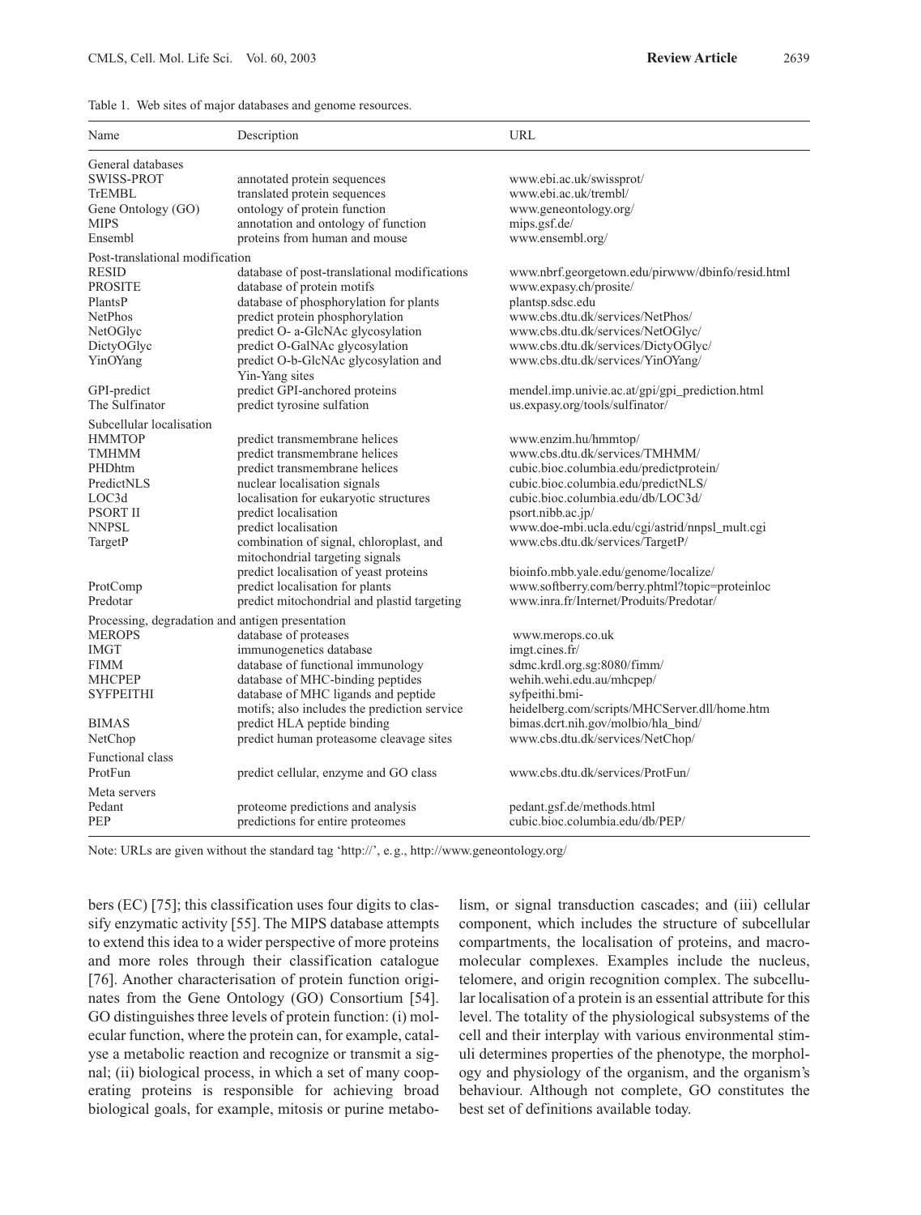Table 1. Web sites of major databases and genome resources.

| Name | Description | URL |
|---|---|---|
| General databases | | |
| SWISS-PROT | annotated protein sequences | www.ebi.ac.uk/swissprot/ |
| TrEMBL | translated protein sequences | www.ebi.ac.uk/trembl/ |
| Gene Ontology (GO) | ontology of protein function | www.geneontology.org/ |
| MIPS | annotation and ontology of function | mips.gsf.de/ |
| Ensembl | proteins from human and mouse | www.ensembl.org/ |
| Post-translational modification | | |
| RESID | database of post-translational modifications | www.nbrf.georgetown.edu/pirwww/dbinfo/resid.html |
| PROSITE | database of protein motifs | www.expasy.ch/prosite/ |
| PlantsP | database of phosphorylation for plants | plantsp.sdsc.edu |
| NetPhos | predict protein phosphorylation | www.cbs.dtu.dk/services/NetPhos/ |
| NetOGlyc | predict O- a-GlcNAc glycosylation | www.cbs.dtu.dk/services/NetOGlyc/ |
| DictyOGlyc | predict O-GalNAc glycosylation | www.cbs.dtu.dk/services/DictyOGlyc/ |
| YinOYang | predict O-b-GlcNAc glycosylation and Yin-Yang sites | www.cbs.dtu.dk/services/YinOYang/ |
| GPI-predict | predict GPI-anchored proteins | mendel.imp.univie.ac.at/gpi/gpi_prediction.html |
| The Sulfinator | predict tyrosine sulfation | us.expasy.org/tools/sulfinator/ |
| Subcellular localisation | | |
| HMMTOP | predict transmembrane helices | www.enzim.hu/hmmtop/ |
| TMHMM | predict transmembrane helices | www.cbs.dtu.dk/services/TMHMM/ |
| PHDhtm | predict transmembrane helices | cubic.bioc.columbia.edu/predictprotein/ |
| PredictNLS | nuclear localisation signals | cubic.bioc.columbia.edu/predictNLS/ |
| LOC3d | localisation for eukaryotic structures | cubic.bioc.columbia.edu/db/LOC3d/ |
| PSORT II | predict localisation | psort.nibb.ac.jp/ |
| NNPSL | predict localisation | www.doe-mbi.ucla.edu/cgi/astrid/nnpsl_mult.cgi |
| TargetP | combination of signal, chloroplast, and mitochondrial targeting signals | www.cbs.dtu.dk/services/TargetP/ |
| | predict localisation of yeast proteins | bioinfo.mbb.yale.edu/genome/localize/ |
| ProtComp | predict localisation for plants | www.softberry.com/berry.phtml?topic=proteinloc |
| Predotar | predict mitochondrial and plastid targeting | www.inra.fr/Internet/Produits/Predotar/ |
| Processing, degradation and antigen presentation | | |
| MEROPS | database of proteases | www.merops.co.uk |
| IMGT | immunogenetics database | imgt.cines.fr/ |
| FIMM | database of functional immunology | sdmc.krdl.org.sg:8080/fimm/ |
| MHCPEP | database of MHC-binding peptides | wehih.wehi.edu.au/mhcpep/ |
| SYFPEITHI | database of MHC ligands and peptide motifs; also includes the prediction service | syfpeithi.bmi-heidelberg.com/scripts/MHCServer.dll/home.htm |
| BIMAS | predict HLA peptide binding | bimas.dcrt.nih.gov/molbio/hla_bind/ |
| NetChop | predict human proteasome cleavage sites | www.cbs.dtu.dk/services/NetChop/ |
| Functional class | | |
| ProtFun | predict cellular, enzyme and GO class | www.cbs.dtu.dk/services/ProtFun/ |
| Meta servers | | |
| Pedant | proteome predictions and analysis | pedant.gsf.de/methods.html |
| PEP | predictions for entire proteomes | cubic.bioc.columbia.edu/db/PEP/ |

Note: URLs are given without the standard tag 'http://', e. g., http://www.geneontology.org/

bers (EC) [75]; this classification uses four digits to classify enzymatic activity [55]. The MIPS database attempts to extend this idea to a wider perspective of more proteins and more roles through their classification function catalogue [76]. Another characterisation of protein function originates from the Gene Ontology (GO) Consortium [54]. GO distinguishes three levels of protein function: (i) molecular function, where the protein can, for example, catalyse a metabolic reaction and recognize or transmit a signal; (ii) biological process, in which a set of many cooperating proteins is responsible for achieving broad biological goals, for example, mitosis or purine metabolism, or signal transduction cascades; and (iii) cellular component, which includes the structure of subcellular compartments, the localisation of proteins, and macromolecular complexes. Examples include the nucleus, telomere, and origin recognition complex. The subcellular localisation of a protein is an essential attribute for this level. The totality of the physiological subsystems of the cell and their interplay with various environmental stimuli determines properties of the phenotype, the morphology and physiology of the organism, and the organism's behaviour. Although not complete, GO constitutes the best set of definitions available today.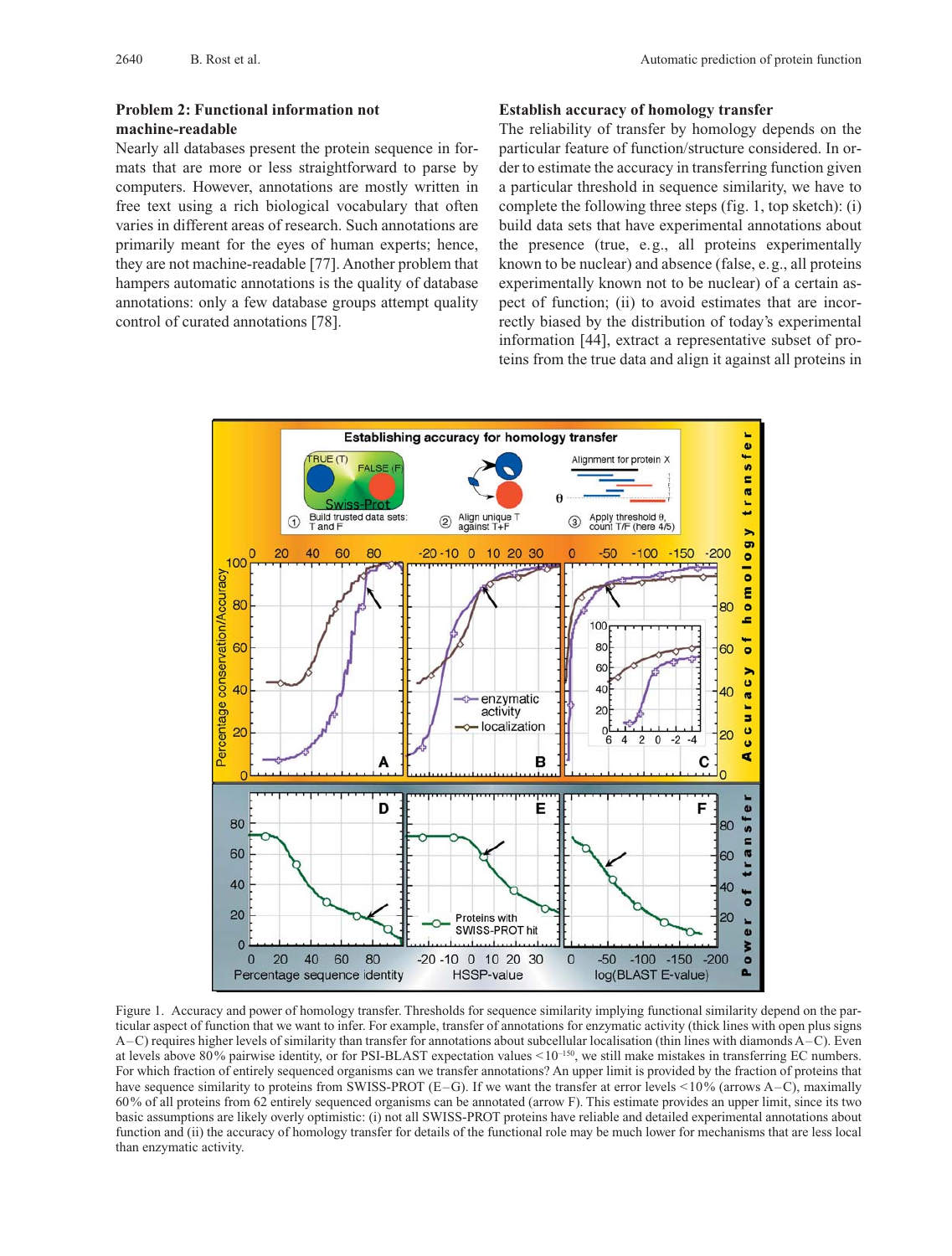### Problem 2: Functional information not machine-readable

Nearly all databases present the protein sequence in formats that are more or less straightforward to parse by computers. However, annotations are mostly written in free text using a rich biological vocabulary that often varies in different areas of research. Such annotations are primarily meant for the eyes of human experts; hence, they are not machine-readable [77]. Another problem that hampers automatic annotations is the quality of database annotations: only a few database groups attempt quality control of curated annotations [78].

### Establish accuracy of homology transfer

The reliability of transfer by homology depends on the particular feature of function/structure considered. In order to estimate the accuracy in transferring function given a particular threshold in sequence similarity, we have to complete the following three steps (fig. 1, top sketch): (i) build data sets that have experimental annotations about the presence (true, e.g., all proteins experimentally known to be nuclear) and absence (false, e.g., all proteins experimentally known not to be nuclear) of a certain aspect of function; (ii) to avoid estimates that are incorrectly biased by the distribution of today's experimental information [44], extract a representative subset of proteins from the true data and align it against all proteins in

Figure 1. Accuracy and power of homology transfer. Thresholds for sequence similarity implying functional similarity depend on the particular aspect of function that we want to infer. For example, transfer of annotations for enzymatic activity (thick lines with open plus signs A–C) requires higher levels of similarity than transfer for annotations about subcellular localisation (thin lines with diamonds A–C). Even at levels above 80% pairwise identity, or for PSI-BLAST expectation values $<10^{-150}$, we still make mistakes in transferring EC numbers. For which fraction of entirely sequenced organisms can we transfer annotations? An upper limit is provided by the fraction of proteins that have sequence similarity to proteins from SWISS-PROT (E–G). If we want the transfer at error levels <10% (arrows A–C), maximally 60% of all proteins from 62 entirely sequenced organisms can be annotated (arrow F). This estimate provides an upper limit, since its two basic assumptions are likely overly optimistic: (i) not all SWISS-PROT proteins have reliable and detailed experimental annotations about function and (ii) the accuracy of homology transfer for details of the functional role may be much lower for mechanisms that are less local than enzymatic activity.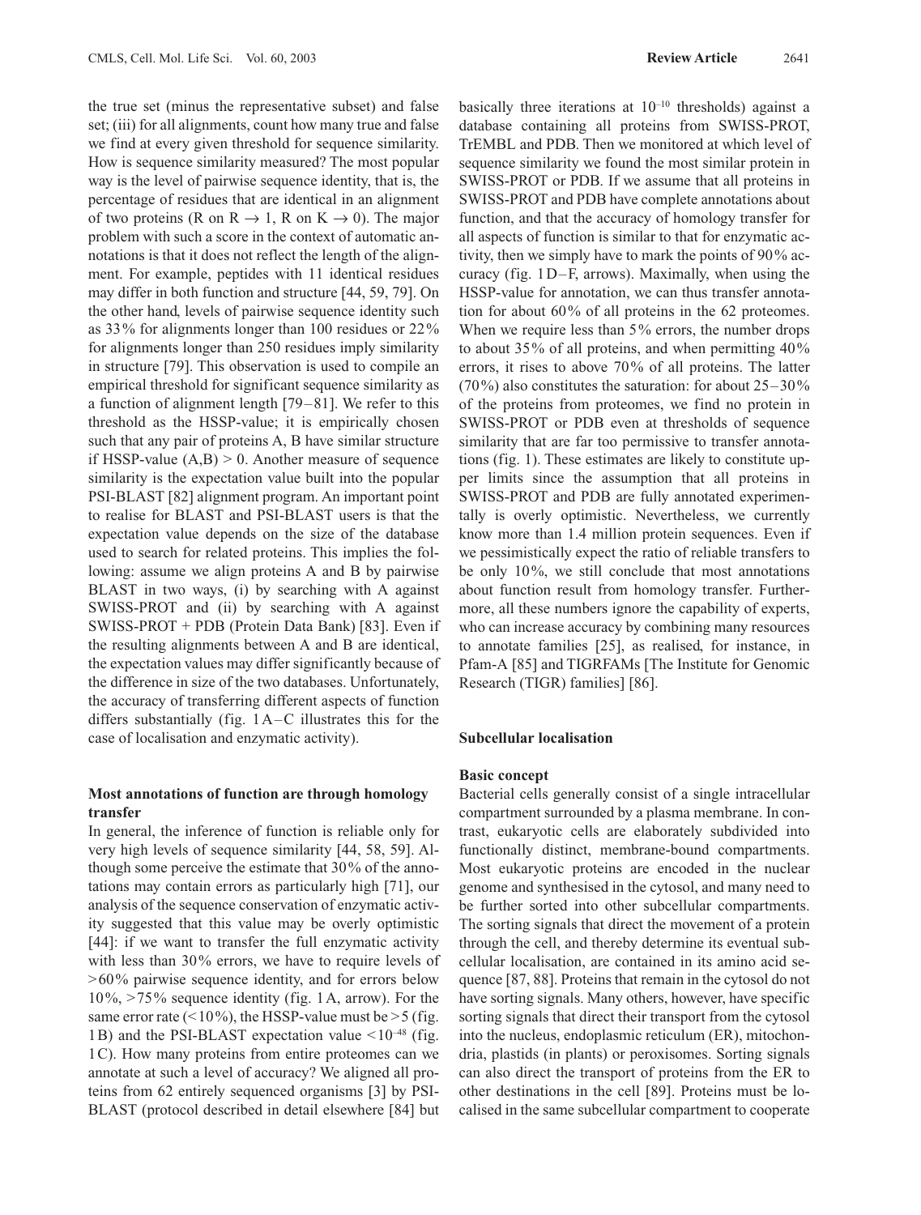the true set (minus the representative subset) and false set; (iii) for all alignments, count how many true and false we find at every given threshold for sequence similarity. How is sequence similarity measured? The most popular way is the level of pairwise sequence identity, that is, the percentage of residues that are identical in an alignment of two proteins (R on R $\rightarrow$ 1, R on K $\rightarrow$ 0). The major problem with such a score in the context of automatic annotations is that it does not reflect the length of the alignment. For example, peptides with 11 identical residues may differ in both function and structure [44, 59, 79]. On the other hand, levels of pairwise sequence identity such as 33% for alignments longer than 100 residues or 22% for alignments longer than 250 residues imply similarity in structure [79]. This observation is used to compile an empirical threshold for significant sequence similarity as a function of alignment length [79–81]. We refer to this threshold as the HSSP-value; it is empirically chosen such that any pair of proteins A, B have similar structure if HSSP-value (A,B) > 0. Another measure of sequence similarity is the expectation value built into the popular PSI-BLAST [82] alignment program. An important point to realise for BLAST and PSI-BLAST users is that the expectation value depends on the size of the database used to search for related proteins. This implies the following: assume we align proteins A and B by pairwise BLAST in two ways, (i) by searching with A against SWISS-PROT and (ii) by searching with A against SWISS-PROT + PDB (Protein Data Bank) [83]. Even if the resulting alignments between A and B are identical, the expectation values may differ significantly because of the difference in size of the two databases. Unfortunately, the accuracy of transferring different aspects of function differs substantially (fig. 1A–C illustrates this for the case of localisation and enzymatic activity).

### Most annotations of function are through homology transfer

In general, the inference of function is reliable only for very high levels of sequence similarity [44, 58, 59]. Although some perceive the estimate that 30% of the annotations may contain errors as particularly high [71], our analysis of the sequence conservation of enzymatic activity suggested that this value may be overly optimistic [44]: if we want to transfer the full enzymatic activity with less than 30% errors, we have to require levels of >60% pairwise sequence identity, and for errors below 10%, >75% sequence identity (fig. 1A, arrow). For the same error rate (<10%), the HSSP-value must be >5 (fig. 1B) and the PSI-BLAST expectation value $<10^{-48}$ (fig. 1C). How many proteins from entire proteomes can we annotate at such a level of accuracy? We aligned all proteins from 62 entirely sequenced organisms [3] by PSI-BLAST (protocol described in detail elsewhere [84] but basically three iterations at $10^{-10}$ thresholds) against a database containing all proteins from SWISS-PROT, TrEMBL and PDB. Then we monitored at which level of sequence similarity we found the most similar protein in SWISS-PROT or PDB. If we assume that all proteins in SWISS-PROT and PDB have complete annotations about function, and that the accuracy of homology transfer for all aspects of function is similar to that for enzymatic activity, then we simply have to mark the points of 90% accuracy (fig. 1D–F, arrows). Maximally, when using the HSSP-value for annotation, we can thus transfer annotation for about 60% of all proteins in the 62 proteomes. When we require less than 5% errors, the number drops to about 35% of all proteins, and when permitting 40% errors, it rises to above 70% of all proteins. The latter (70%) also constitutes the saturation: for about 25–30% of the proteins from proteomes, we find no protein in SWISS-PROT or PDB even at thresholds of sequence similarity that are far too permissive to transfer annotations (fig. 1). These estimates are likely to constitute upper limits since the assumption that all proteins in SWISS-PROT and PDB are fully annotated experimentally is overly optimistic. Nevertheless, we currently know more than 1.4 million protein sequences. Even if we pessimistically expect the ratio of reliable transfers to be only 10%, we still conclude that most annotations about function result from homology transfer. Furthermore, all these numbers ignore the capability of experts, who can increase accuracy by combining many resources to annotate families [25], as realised, for instance, in Pfam-A [85] and TIGRFAMs [The Institute for Genomic Research (TIGR) families] [86].

## Subcellular localisation

### Basic concept

Bacterial cells generally consist of a single intracellular compartment surrounded by a plasma membrane. In contrast, eukaryotic cells are elaborately subdivided into functionally distinct, membrane-bound compartments. Most eukaryotic proteins are encoded in the nuclear genome and synthesised in the cytosol, and many need to be further sorted into other subcellular compartments. The sorting signals that direct the movement of a protein through the cell, and thereby determine its eventual subcellular localisation, are contained in its amino acid sequence [87, 88]. Proteins that remain in the cytosol do not have sorting signals. Many others, however, have specific sorting signals that direct their transport from the cytosol into the nucleus, endoplasmic reticulum (ER), mitochondria, plastids (in plants) or peroxisomes. Sorting signals can also direct the transport of proteins from the ER to other destinations in the cell [89]. Proteins must be localised in the same subcellular compartment to cooperate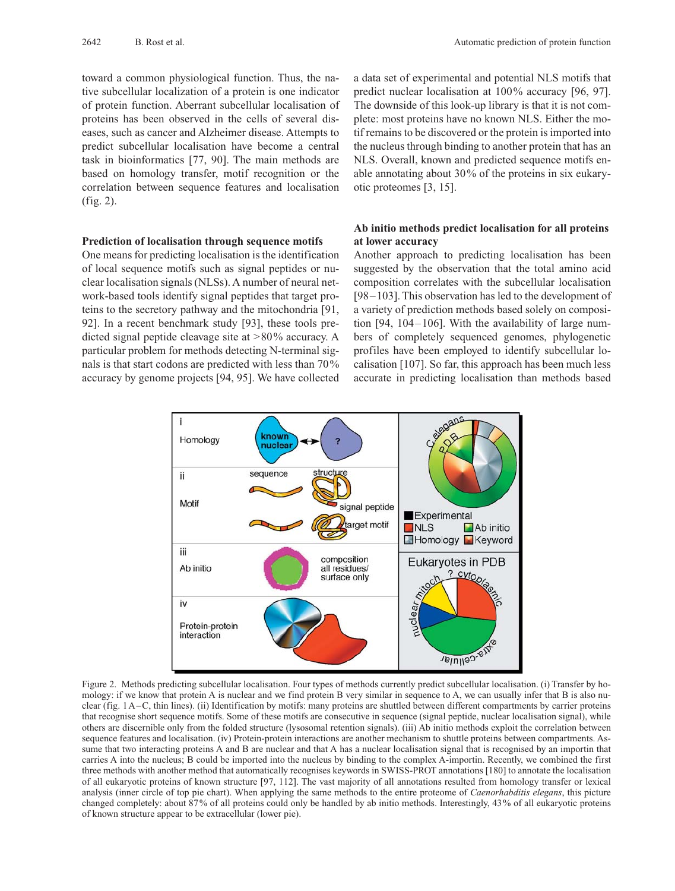toward a common physiological function. Thus, the native subcellular localization of a protein is one indicator of protein function. Aberrant subcellular localisation of proteins has been observed in the cells of several diseases, such as cancer and Alzheimer disease. Attempts to predict subcellular localisation have become a central task in bioinformatics [77, 90]. The main methods are based on homology transfer, motif recognition or the correlation between sequence features and localisation (fig. 2).

### Prediction of localisation through sequence motifs

One means for predicting localisation is the identification of local sequence motifs such as signal peptides or nuclear localisation signals (NLSs). A number of neural network-based tools identify signal peptides that target proteins to the secretory pathway and the mitochondria [91, 92]. In a recent benchmark study [93], these tools predicted signal peptide cleavage site at >80% accuracy. A particular problem for methods detecting N-terminal signals is that start codons are predicted with less than 70% accuracy by genome projects [94, 95]. We have collected a data set of experimental and potential NLS motifs that predict nuclear localisation at 100% accuracy [96, 97]. The downside of this look-up library is that it is not complete: most proteins have no known NLS. Either the motif remains to be discovered or the protein is imported into the nucleus through binding to another protein that has an NLS. Overall, known and predicted sequence motifs enable annotating about 30% of the proteins in six eukaryotic proteomes [3, 15].

### Ab initio methods predict localisation for all proteins at lower accuracy

Another approach to predicting localisation has been suggested by the observation that the total amino acid composition correlates with the subcellular localisation [98–103]. This observation has led to the development of a variety of prediction methods based solely on composition [94, 104–106]. With the availability of large numbers of completely sequenced genomes, phylogenetic profiles have been employed to identify subcellular localisation [107]. So far, this approach has been much less accurate in predicting localisation than methods based

Figure 2. Methods predicting subcellular localisation. Four types of methods currently predict subcellular localisation. (i) Transfer by homology: if we know that protein A is nuclear and we find protein B very similar in sequence to A, we can usually infer that B is also nuclear (fig. 1A–C, thin lines). (ii) Identification by motifs: many proteins are shuttled between different compartments by carrier proteins that recognise short sequence motifs. Some of these motifs are consecutive in sequence (signal peptide, nuclear localisation signal), while others are discernible only from the folded structure (lysosomal retention signals). (iii) Ab initio methods exploit the correlation between sequence features and localisation. (iv) Protein-protein interactions are another mechanism to shuttle proteins between compartments. Assume that two interacting proteins A and B are nuclear and that A has a nuclear localisation signal that is recognised by an importin that carries A into the nucleus; B could be imported into the nucleus by binding to the complex A-importin. Recently, we combined the first three methods with another method that automatically recognises keywords in SWISS-PROT annotations [180] to annotate the localisation of all eukaryotic proteins of known structure [97, 112]. The vast majority of all annotations resulted from homology transfer or lexical analysis (inner circle of top pie chart). When applying the same methods to the entire proteome of *Caenorhabditis elegans*, this picture changed completely: about 87% of all proteins could only be handled by ab initio methods. Interestingly, 43% of all eukaryotic proteins of known structure appear to be extracellular (lower pie).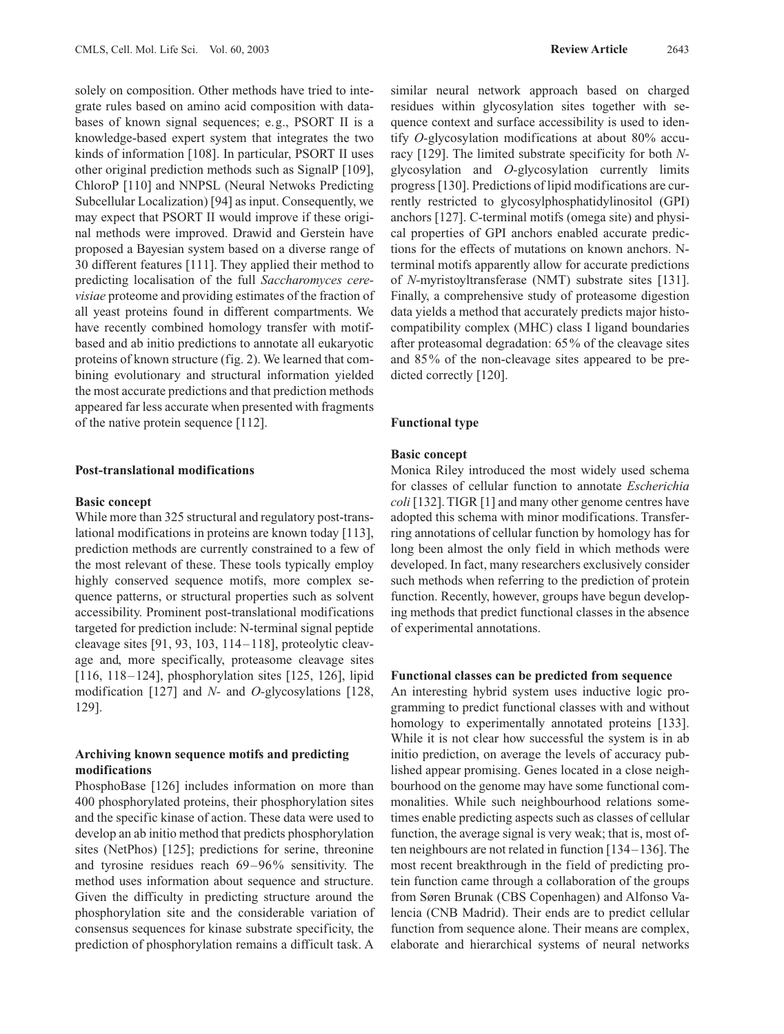solely on composition. Other methods have tried to integrate rules based on amino acid composition with databases of known signal sequences; e.g., PSORT II is a knowledge-based expert system that integrates the two kinds of information [108]. In particular, PSORT II uses other original prediction methods such as SignalP [109], ChloroP [110] and NNPSL (Neural Netwoks Predicting Subcellular Localization) [94] as input. Consequently, we may expect that PSORT II would improve if these original methods were improved. Drawid and Gerstein have proposed a Bayesian system based on a diverse range of 30 different features [111]. They applied their method to predicting localisation of the full *Saccharomyces cerevisiae* proteome and providing estimates of the fraction of all yeast proteins found in different compartments. We have recently combined homology transfer with motif-based and ab initio predictions to annotate all eukaryotic proteins of known structure (fig. 2). We learned that combining evolutionary and structural information yielded the most accurate predictions and that prediction methods appeared far less accurate when presented with fragments of the native protein sequence [112].

## Post-translational modifications

### Basic concept

While more than 325 structural and regulatory post-translational modifications in proteins are known today [113], prediction methods are currently constrained to a few of the most relevant of these. These tools typically employ highly conserved sequence motifs, more complex sequence patterns, or structural properties such as solvent accessibility. Prominent post-translational modifications targeted for prediction include: N-terminal signal peptide cleavage sites [91, 93, 103, 114–118], proteolytic cleavage and, more specifically, proteasome cleavage sites [116, 118–124], phosphorylation sites [125, 126], lipid modification [127] and *N*- and *O*-glycosylations [128, 129].

### Archiving known sequence motifs and predicting modifications

PhosphoBase [126] includes information on more than 400 phosphorylated proteins, their phosphorylation sites and the specific kinase of action. These data were used to develop an ab initio method that predicts phosphorylation sites (NetPhos) [125]; predictions for serine, threonine and tyrosine residues reach 69–96% sensitivity. The method uses information about sequence and structure. Given the difficulty in predicting structure around the phosphorylation site and the considerable variation of consensus sequences for kinase substrate specificity, the prediction of phosphorylation remains a difficult task. A similar neural network approach based on charged residues within glycosylation sites together with sequence context and surface accessibility is used to identify *O*-glycosylation modifications at about 80% accuracy [129]. The limited substrate specificity for both *N*-glycosylation and *O*-glycosylation currently limits progress [130]. Predictions of lipid modifications are currently restricted to glycosylphosphatidylinositol (GPI) anchors [127]. C-terminal motifs (omega site) and physical properties of GPI anchors enabled accurate predictions for the effects of mutations on known anchors. N-terminal motifs apparently allow for accurate predictions of *N*-myristoyltransferase (NMT) substrate sites [131]. Finally, a comprehensive study of proteasome digestion data yields a method that accurately predicts major histocompatibility complex (MHC) class I ligand boundaries after proteasomal degradation: 65% of the cleavage sites and 85% of the non-cleavage sites appeared to be predicted correctly [120].

## Functional type

### Basic concept

Monica Riley introduced the most widely used schema for classes of cellular function to annotate *Escherichia coli* [132]. TIGR [1] and many other genome centres have adopted this schema with minor modifications. Transferring annotations of cellular function by homology has for long been almost the only field in which methods were developed. In fact, many researchers exclusively consider such methods when referring to the prediction of protein function. Recently, however, groups have begun developing methods that predict functional classes in the absence of experimental annotations.

### Functional classes can be predicted from sequence

An interesting hybrid system uses inductive logic programming to predict functional classes with and without homology to experimentally annotated proteins [133]. While it is not clear how successful the system is in ab initio prediction, on average the levels of accuracy published appear promising. Genes located in a close neighbourhood on the genome may have some functional commonalities. While such neighbourhood relations sometimes enable predicting aspects such as classes of cellular function, the average signal is very weak; that is, most often neighbours are not related in function [134–136]. The most recent breakthrough in the field of predicting protein function came through a collaboration of the groups from Søren Brunak (CBS Copenhagen) and Alfonso Valencia (CNB Madrid). Their ends are to predict cellular function from sequence alone. Their means are complex, elaborate and hierarchical systems of neural networks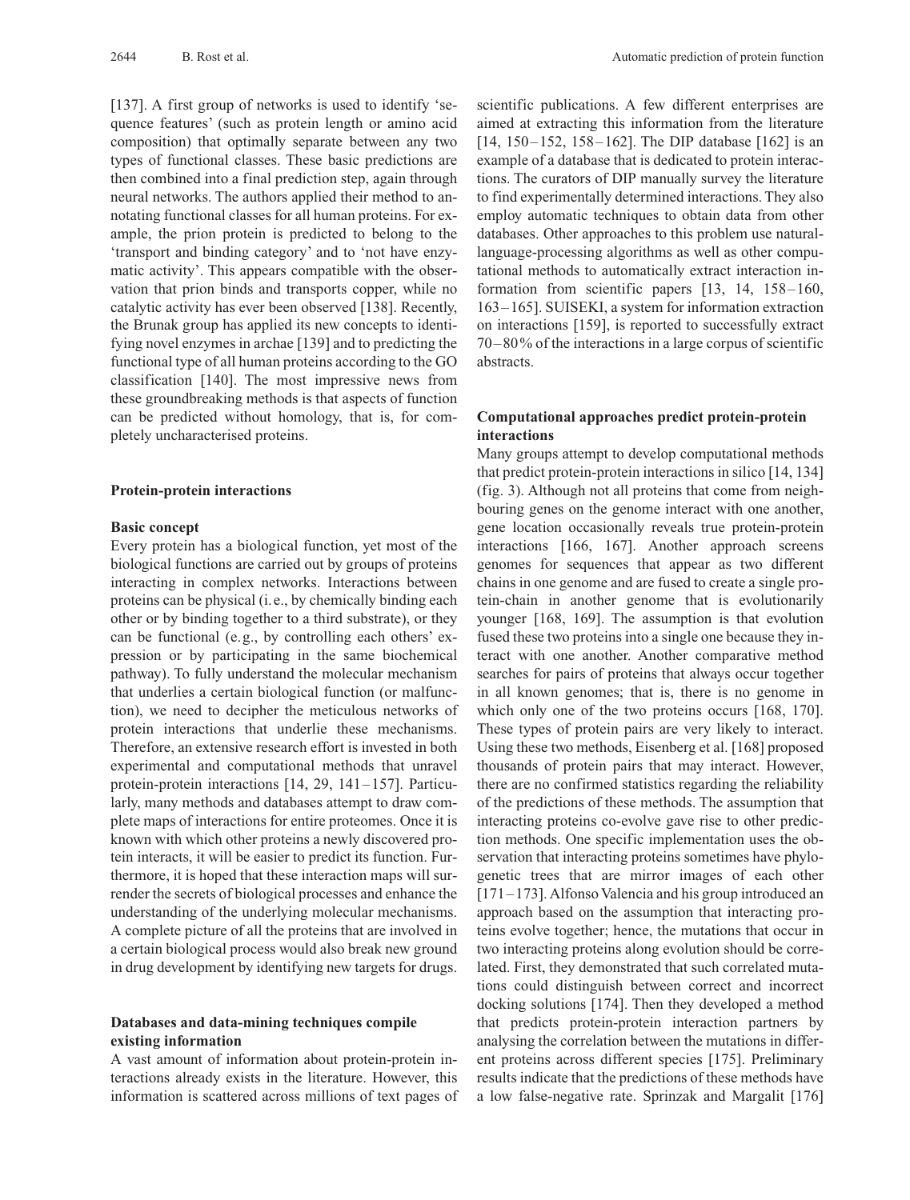[137]. A first group of networks is used to identify 'sequence features' (such as protein length or amino acid composition) that optimally separate between any two types of functional classes. These basic predictions are then combined into a final prediction step, again through neural networks. The authors applied their method to annotating functional classes for all human proteins. For example, the prion protein is predicted to belong to the 'transport and binding category' and to 'not have enzymatic activity'. This appears compatible with the observation that prion binds and transports copper, while no catalytic activity has ever been observed [138]. Recently, the Brunak group has applied its new concepts to identifying novel enzymes in archae [139] and to predicting the functional type of all human proteins according to the GO classification [140]. The most impressive news from these groundbreaking methods is that aspects of function can be predicted without homology, that is, for completely uncharacterised proteins.

## Protein-protein interactions

### Basic concept

Every protein has a biological function, yet most of the biological functions are carried out by groups of proteins interacting in complex networks. Interactions between proteins can be physical (i.e., by chemically binding each other or by binding together to a third substrate), or they can be functional (e.g., by controlling each others' expression or by participating in the same biochemical pathway). To fully understand the molecular mechanism that underlies a certain biological function (or malfunction), we need to decipher the meticulous networks of protein interactions that underlie these mechanisms. Therefore, an extensive research effort is invested in both experimental and computational methods that unravel protein-protein interactions [14, 29, 141–157]. Particularly, many methods and databases attempt to draw complete maps of interactions for entire proteomes. Once it is known with which other proteins a newly discovered protein interacts, it will be easier to predict its function. Furthermore, it is hoped that these interaction maps will surrender the secrets of biological processes and enhance the understanding of the underlying molecular mechanisms. A complete picture of all the proteins that are involved in a certain biological process would also break new ground in drug development by identifying new targets for drugs.

### Databases and data-mining techniques compile existing information

A vast amount of information about protein-protein interactions already exists in the literature. However, this information is scattered across millions of text pages of scientific publications. A few different enterprises are aimed at extracting this information from the literature [14, 150–152, 158–162]. The DIP database [162] is an example of a database that is dedicated to protein interactions. The curators of DIP manually survey the literature to find experimentally determined interactions. They also employ automatic techniques to obtain data from other databases. Other approaches to this problem use natural-language-processing algorithms as well as other computational methods to automatically extract interaction information from scientific papers [13, 14, 158–160, 163–165]. SUISEKI, a system for information extraction on interactions [159], is reported to successfully extract 70–80% of the interactions in a large corpus of scientific abstracts.

### Computational approaches predict protein-protein interactions

Many groups attempt to develop computational methods that predict protein-protein interactions in silico [14, 134] (fig. 3). Although not all proteins that come from neighbouring genes on the genome interact with one another, gene location occasionally reveals true protein-protein interactions [166, 167]. Another approach screens genomes for sequences that appear as two different chains in one genome and are fused to create a single protein-chain in another genome that is evolutionarily younger [168, 169]. The assumption is that evolution fused these two proteins into a single one because they interact with one another. Another comparative method searches for pairs of proteins that always occur together in all known genomes; that is, there is no genome in which only one of the two proteins occurs [168, 170]. These types of protein pairs are very likely to interact. Using these two methods, Eisenberg et al. [168] proposed thousands of protein pairs that may interact. However, there are no confirmed statistics regarding the reliability of the predictions of these methods. The assumption that interacting proteins co-evolve gave rise to other prediction methods. One specific implementation uses the observation that interacting proteins sometimes have phylogenetic trees that are mirror images of each other [171–173]. Alfonso Valencia and his group introduced an approach based on the assumption that interacting proteins evolve together; hence, the mutations that occur in two interacting proteins along evolution should be correlated. First, they demonstrated that such correlated mutations could distinguish between correct and incorrect docking solutions [174]. Then they developed a method that predicts protein-protein interaction partners by analysing the correlation between the mutations in different proteins across different species [175]. Preliminary results indicate that the predictions of these methods have a low false-negative rate. Sprinzak and Margalit [176]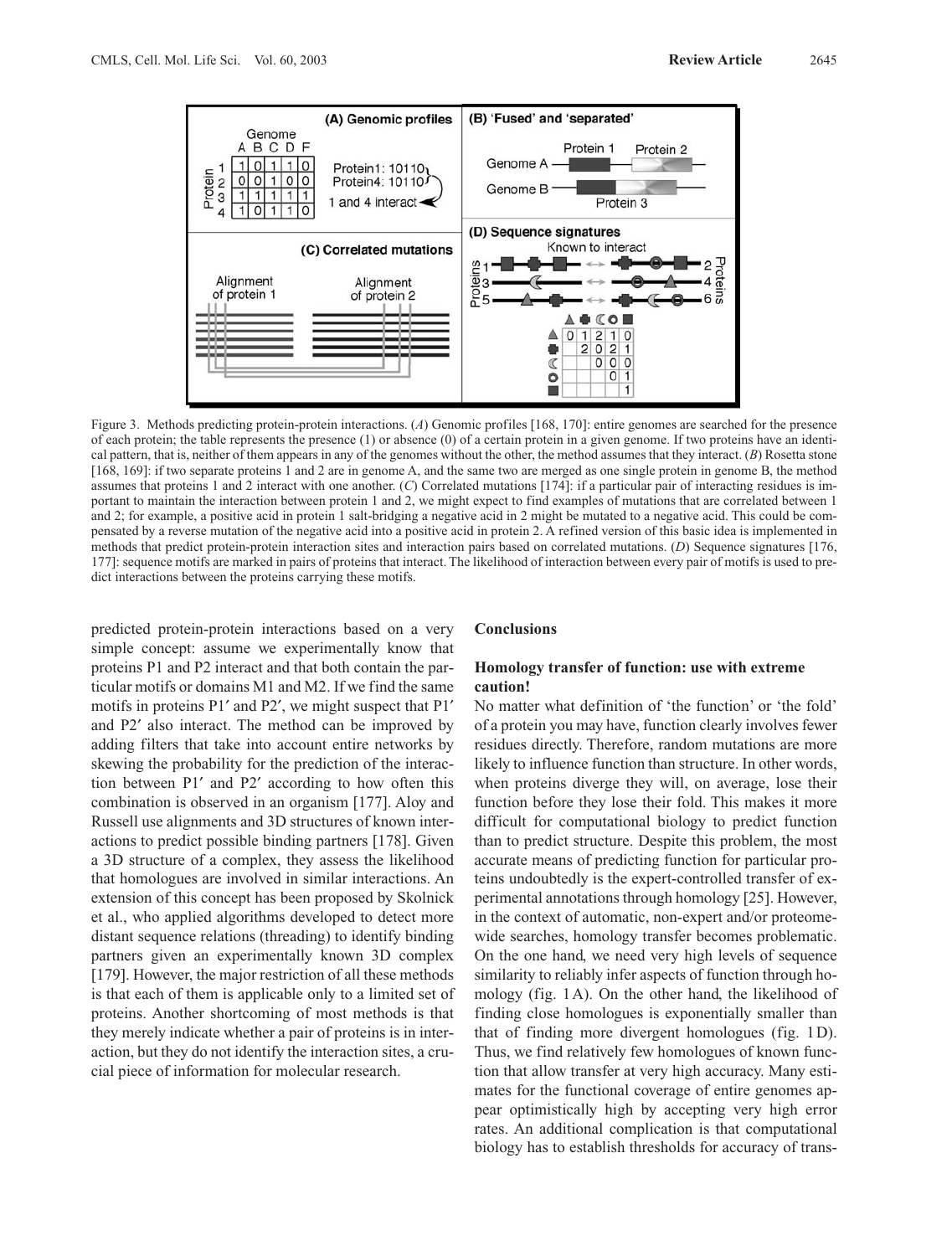Figure 3. Methods predicting protein-protein interactions. (*A*) Genomic profiles [168, 170]: entire genomes are searched for the presence of each protein; the table represents the presence (1) or absence (0) of a certain protein in a given genome. If two proteins have an identical pattern, that is, neither of them appears in any of the genomes without the other, the method assumes that they interact. (*B*) Rosetta stone [168, 169]: if two separate proteins 1 and 2 are in genome A, and the same two are merged as one single protein in genome B, the method assumes that proteins 1 and 2 interact with one another. (*C*) Correlated mutations [174]: if a particular pair of interacting residues is important to maintain the interaction between protein 1 and 2, we might expect to find examples of mutations that are correlated between 1 and 2; for example, a positive acid in protein 1 salt-bridging a negative acid in 2 might be mutated to a negative acid. This could be compensated by a reverse mutation of the negative acid into a positive acid in protein 2. A refined version of this basic idea is implemented in methods that predict protein-protein interaction sites and interaction pairs based on correlated mutations. (*D*) Sequence signatures [176, 177]: sequence motifs are marked in pairs of proteins that interact. The likelihood of interaction between every pair of motifs is used to predict interactions between the proteins carrying these motifs.

predicted protein-protein interactions based on a very simple concept: assume we experimentally know that proteins P1 and P2 interact and that both contain the particular motifs or domains M1 and M2. If we find the same motifs in proteins P1′ and P2′, we might suspect that P1′ and P2′ also interact. The method can be improved by adding filters that take into account entire networks by skewing the probability for the prediction of the interaction between P1′ and P2′ according to how often this combination is observed in an organism [177]. Aloy and Russell use alignments and 3D structures of known interactions to predict possible binding partners [178]. Given a 3D structure of a complex, they assess the likelihood that homologues are involved in similar interactions. An extension of this concept has been proposed by Skolnick et al., who applied algorithms developed to detect more distant sequence relations (threading) to identify binding partners given an experimentally known 3D complex [179]. However, the major restriction of all these methods is that each of them is applicable only to a limited set of proteins. Another shortcoming of most methods is that they merely indicate whether a pair of proteins is in interaction, but they do not identify the interaction sites, a crucial piece of information for molecular research.

## Conclusions

### Homology transfer of function: use with extreme caution!

No matter what definition of 'the function' or 'the fold' of a protein you may have, function clearly involves fewer residues directly. Therefore, random mutations are more likely to influence function than structure. In other words, when proteins diverge they will, on average, lose their function before they lose their fold. This makes it more difficult for computational biology to predict function than to predict structure. Despite this problem, the most accurate means of predicting function for particular proteins undoubtedly is the expert-controlled transfer of experimental annotations through homology [25]. However, in the context of automatic, non-expert and/or proteome-wide searches, homology transfer becomes problematic. On the one hand, we need very high levels of sequence similarity to reliably infer aspects of function through homology (fig. 1A). On the other hand, the likelihood of finding close homologues is exponentially smaller than that of finding more divergent homologues (fig. 1D). Thus, we find relatively few homologues of known function that allow transfer at very high accuracy. Many estimates for the functional coverage of entire genomes appear optimistically high by accepting very high error rates. An additional complication is that computational biology has to establish thresholds for accuracy of trans-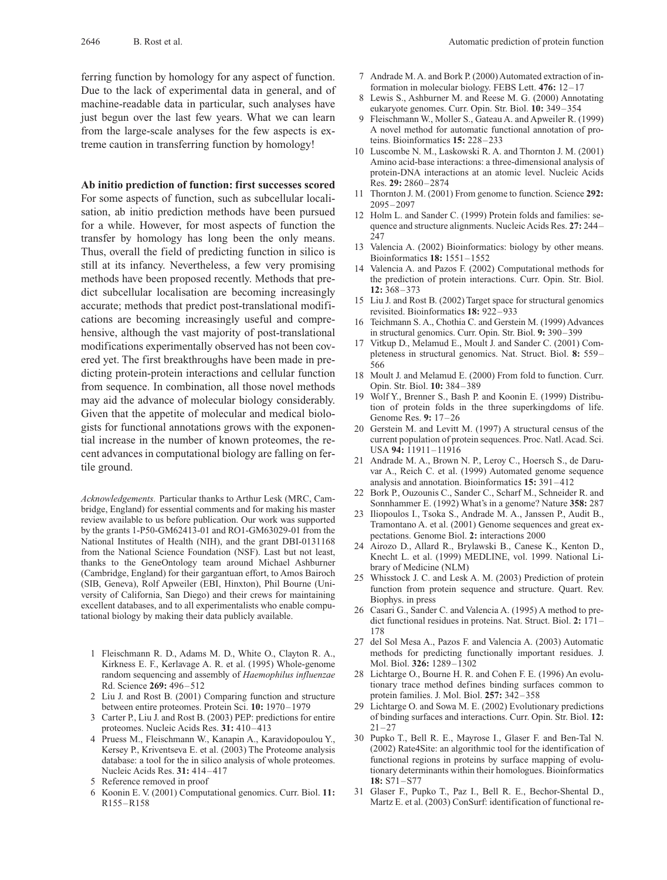ferring function by homology for any aspect of function. Due to the lack of experimental data in general, and of machine-readable data in particular, such analyses have just begun over the last few years. What we can learn from the large-scale analyses for the few aspects is extreme caution in transferring function by homology!

## Ab initio prediction of function: first successes scored

For some aspects of function, such as subcellular localisation, ab initio prediction methods have been pursued for a while. However, for most aspects of function the transfer by homology has long been the only means. Thus, overall the field of predicting function in silico is still at its infancy. Nevertheless, a few very promising methods have been proposed recently. Methods that predict subcellular localisation are becoming increasingly accurate; methods that predict post-translational modifications are becoming increasingly useful and comprehensive, although the vast majority of post-translational modifications experimentally observed has not been covered yet. The first breakthroughs have been made in predicting protein-protein interactions and cellular function from sequence. In combination, all those novel methods may aid the advance of molecular biology considerably. Given that the appetite of molecular and medical biologists for functional annotations grows with the exponential increase in the number of known proteomes, the recent advances in computational biology are falling on fertile ground.

*Acknowledgements.* Particular thanks to Arthur Lesk (MRC, Cambridge, England) for essential comments and for making his master review available to us before publication. Our work was supported by the grants 1-P50-GM62413-01 and RO1-GM63029-01 from the National Institutes of Health (NIH), and the grant DBI-0131168 from the National Science Foundation (NSF). Last but not least, thanks to the GeneOntology team around Michael Ashburner (Cambridge, England) for their gargantuan effort, to Amos Bairoch (SIB, Geneva), Rolf Apweiler (EBI, Hinxton), Phil Bourne (University of California, San Diego) and their crews for maintaining excellent databases, and to all experimentalists who enable computational biology by making their data publicly available.

1. Fleischmann R. D., Adams M. D., White O., Clayton R. A., Kirkness E. F., Kerlavage A. R. et al. (1995) Whole-genome random sequencing and assembly of *Haemophilus influenzae* Rd. Science **269:** 496–512
2. Liu J. and Rost B. (2001) Comparing function and structure between entire proteomes. Protein Sci. **10:** 1970–1979
3. Carter P., Liu J. and Rost B. (2003) PEP: predictions for entire proteomes. Nucleic Acids Res. **31:** 410–413
4. Pruess M., Fleischmann W., Kanapin A., Karavidopoulou Y., Kersey P., Kriventseva E. et al. (2003) The Proteome analysis database: a tool for the in silico analysis of whole proteomes. Nucleic Acids Res. **31:** 414–417
5. Reference removed in proof
6. Koonin E. V. (2001) Computational genomics. Curr. Biol. **11:** R155–R158
7. Andrade M. A. and Bork P. (2000) Automated extraction of information in molecular biology. FEBS Lett. **476:** 12–17
8. Lewis S., Ashburner M. and Reese M. G. (2000) Annotating eukaryote genomes. Curr. Opin. Str. Biol. **10:** 349–354
9. Fleischmann W., Moller S., Gateau A. and Apweiler R. (1999) A novel method for automatic functional annotation of proteins. Bioinformatics **15:** 228–233
10. Luscombe N. M., Laskowski R. A. and Thornton J. M. (2001) Amino acid-base interactions: a three-dimensional analysis of protein-DNA interactions at an atomic level. Nucleic Acids Res. **29:** 2860–2874
11. Thornton J. M. (2001) From genome to function. Science **292:** 2095–2097
12. Holm L. and Sander C. (1999) Protein folds and families: sequence and structure alignments. Nucleic Acids Res. **27:** 244–247
13. Valencia A. (2002) Bioinformatics: biology by other means. Bioinformatics **18:** 1551–1552
14. Valencia A. and Pazos F. (2002) Computational methods for the prediction of protein interactions. Curr. Opin. Str. Biol. **12:** 368–373
15. Liu J. and Rost B. (2002) Target space for structural genomics revisited. Bioinformatics **18:** 922–933
16. Teichmann S. A., Chothia C. and Gerstein M. (1999) Advances in structural genomics. Curr. Opin. Str. Biol. **9:** 390–399
17. Vitkup D., Melamud E., Moult J. and Sander C. (2001) Completeness in structural genomics. Nat. Struct. Biol. **8:** 559–566
18. Moult J. and Melamud E. (2000) From fold to function. Curr. Opin. Str. Biol. **10:** 384–389
19. Wolf Y., Brenner S., Bash P. and Koonin E. (1999) Distribution of protein folds in the three superkingdoms of life. Genome Res. **9:** 17–26
20. Gerstein M. and Levitt M. (1997) A structural census of the current population of protein sequences. Proc. Natl. Acad. Sci. USA **94:** 11911–11916
21. Andrade M. A., Brown N. P., Leroy C., Hoersch S., de Daruvar A., Reich C. et al. (1999) Automated genome sequence analysis and annotation. Bioinformatics **15:** 391–412
22. Bork P., Ouzounis C., Sander C., Scharf M., Schneider R. and Sonnhammer E. (1992) What's in a genome? Nature **358:** 287
23. Iliopoulos I., Tsoka S., Andrade M. A., Janssen P., Audit B., Tramontano A. et al. (2001) Genome sequences and great expectations. Genome Biol. **2:** interactions 2000
24. Airozo D., Allard R., Brylawski B., Canese K., Kenton D., Knecht L. et al. (1999) MEDLINE, vol. 1999. National Library of Medicine (NLM)
25. Whisstock J. C. and Lesk A. M. (2003) Prediction of protein function from protein sequence and structure. Quart. Rev. Biophys. in press
26. Casari G., Sander C. and Valencia A. (1995) A method to predict functional residues in proteins. Nat. Struct. Biol. **2:** 171–178
27. del Sol Mesa A., Pazos F. and Valencia A. (2003) Automatic methods for predicting functionally important residues. J. Mol. Biol. **326:** 1289–1302
28. Lichtarge O., Bourne H. R. and Cohen F. E. (1996) An evolutionary trace method defines binding surfaces common to protein families. J. Mol. Biol. **257:** 342–358
29. Lichtarge O. and Sowa M. E. (2002) Evolutionary predictions of binding surfaces and interactions. Curr. Opin. Str. Biol. **12:** 21–27
30. Pupko T., Bell R. E., Mayrose I., Glaser F. and Ben-Tal N. (2002) Rate4Site: an algorithmic tool for the identification of functional regions in proteins by surface mapping of evolutionary determinants within their homologues. Bioinformatics **18:** S71–S77
31. Glaser F., Pupko T., Paz I., Bell R. E., Bechor-Shental D., Martz E. et al. (2003) ConSurf: identification of functional re-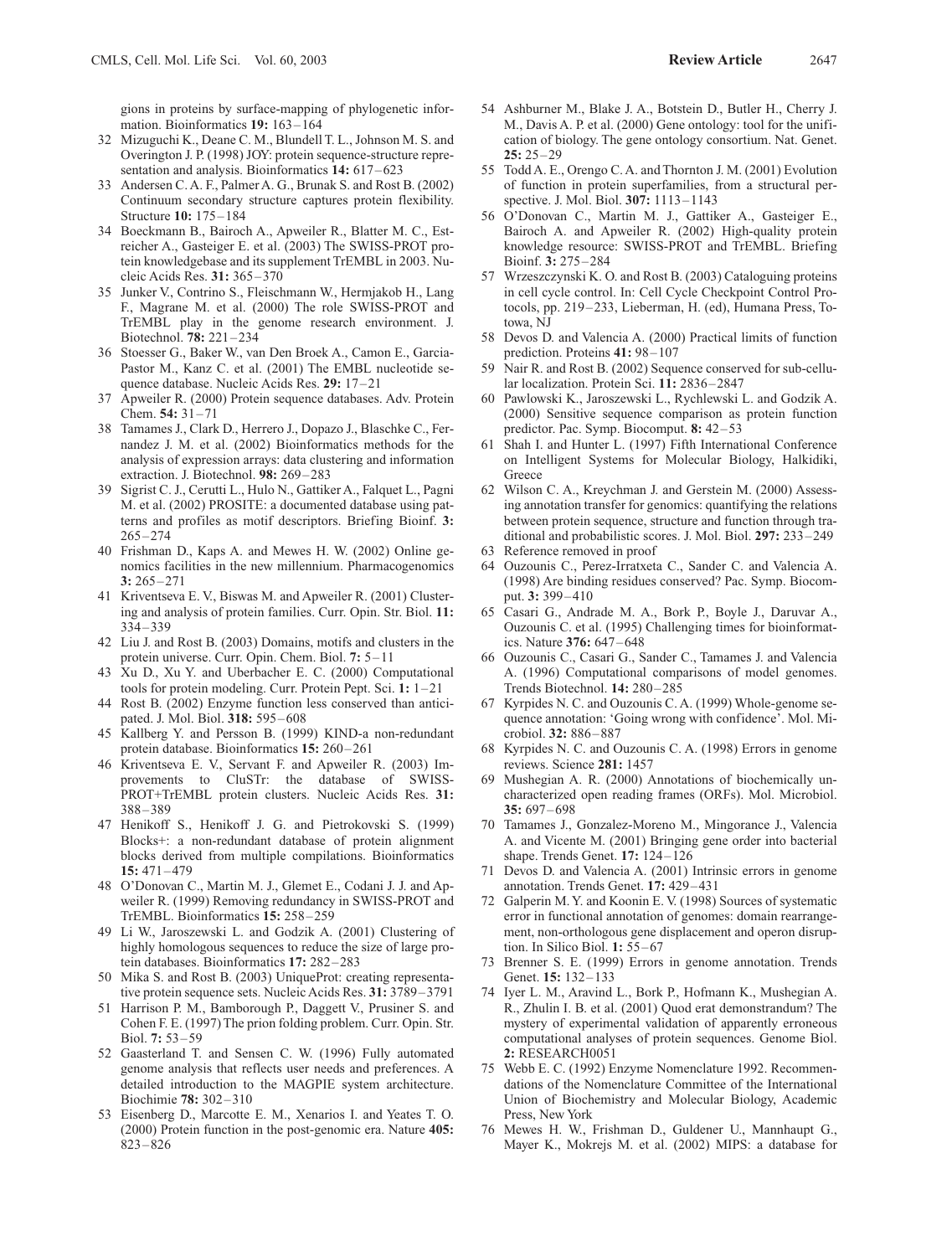gions in proteins by surface-mapping of phylogenetic information. Bioinformatics **19:** 163–164

32 Mizuguchi K., Deane C. M., Blundell T. L., Johnson M. S. and Overington J. P. (1998) JOY: protein sequence-structure representation and analysis. Bioinformatics **14:** 617–623

33 Andersen C. A. F., Palmer A. G., Brunak S. and Rost B. (2002) Continuum secondary structure captures protein flexibility. Structure **10:** 175–184

34 Boeckmann B., Bairoch A., Apweiler R., Blatter M. C., Estreicher A., Gasteiger E. et al. (2003) The SWISS-PROT protein knowledgebase and its supplement TrEMBL in 2003. Nucleic Acids Res. **31:** 365–370

35 Junker V., Contrino S., Fleischmann W., Hermjakob H., Lang F., Magrane M. et al. (2000) The role SWISS-PROT and TrEMBL play in the genome research environment. J. Biotechnol. **78:** 221–234

36 Stoesser G., Baker W., van Den Broek A., Camon E., Garcia-Pastor M., Kanz C. et al. (2001) The EMBL nucleotide sequence database. Nucleic Acids Res. **29:** 17–21

37 Apweiler R. (2000) Protein sequence databases. Adv. Protein Chem. **54:** 31–71

38 Tamames J., Clark D., Herrero J., Dopazo J., Blaschke C., Fernandez J. M. et al. (2002) Bioinformatics methods for the analysis of expression arrays: data clustering and information extraction. J. Biotechnol. **98:** 269–283

39 Sigrist C. J., Cerutti L., Hulo N., Gattiker A., Falquet L., Pagni M. et al. (2002) PROSITE: a documented database using patterns and profiles as motif descriptors. Briefing Bioinf. **3:** 265–274

40 Frishman D., Kaps A. and Mewes H. W. (2002) Online genomics facilities in the new millennium. Pharmacogenomics **3:** 265–271

41 Kriventseva E. V., Biswas M. and Apweiler R. (2001) Clustering and analysis of protein families. Curr. Opin. Str. Biol. **11:** 334–339

42 Liu J. and Rost B. (2003) Domains, motifs and clusters in the protein universe. Curr. Opin. Chem. Biol. **7:** 5–11

43 Xu D., Xu Y. and Uberbacher E. C. (2000) Computational tools for protein modeling. Curr. Protein Pept. Sci. **1:** 1–21

44 Rost B. (2002) Enzyme function less conserved than anticipated. J. Mol. Biol. **318:** 595–608

45 Kallberg Y. and Persson B. (1999) KIND-a non-redundant protein database. Bioinformatics **15:** 260–261

46 Kriventseva E. V., Servant F. and Apweiler R. (2003) Improvements to CluSTr: the database of SWISS-PROT+TrEMBL protein clusters. Nucleic Acids Res. **31:** 388–389

47 Henikoff S., Henikoff J. G. and Pietrokovski S. (1999) Blocks+: a non-redundant database of protein alignment blocks derived from multiple compilations. Bioinformatics **15:** 471–479

48 O'Donovan C., Martin M. J., Glemet E., Codani J. J. and Apweiler R. (1999) Removing redundancy in SWISS-PROT and TrEMBL. Bioinformatics **15:** 258–259

49 Li W., Jaroszewski L. and Godzik A. (2001) Clustering of highly homologous sequences to reduce the size of large protein databases. Bioinformatics **17:** 282–283

50 Mika S. and Rost B. (2003) UniqueProt: creating representative protein sequence sets. Nucleic Acids Res. **31:** 3789–3791

51 Harrison P. M., Bamborough P., Daggett V., Prusiner S. and Cohen F. E. (1997) The prion folding problem. Curr. Opin. Str. Biol. **7:** 53–59

52 Gaasterland T. and Sensen C. W. (1996) Fully automated genome analysis that reflects user needs and preferences. A detailed introduction to the MAGPIE system architecture. Biochimie **78:** 302–310

53 Eisenberg D., Marcotte E. M., Xenarios I. and Yeates T. O. (2000) Protein function in the post-genomic era. Nature **405:** 823–826

54 Ashburner M., Blake J. A., Botstein D., Butler H., Cherry J. M., Davis A. P. et al. (2000) Gene ontology: tool for the unification of biology. The gene ontology consortium. Nat. Genet. **25:** 25–29

55 Todd A. E., Orengo C. A. and Thornton J. M. (2001) Evolution of function in protein superfamilies, from a structural perspective. J. Mol. Biol. **307:** 1113–1143

56 O'Donovan C., Martin M. J., Gattiker A., Gasteiger E., Bairoch A. and Apweiler R. (2002) High-quality protein knowledge resource: SWISS-PROT and TrEMBL. Briefing Bioinf. **3:** 275–284

57 Wrzeszczynski K. O. and Rost B. (2003) Cataloguing proteins in cell cycle control. In: Cell Cycle Checkpoint Control Protocols, pp. 219–233, Lieberman, H. (ed), Humana Press, Totowa, NJ

58 Devos D. and Valencia A. (2000) Practical limits of function prediction. Proteins **41:** 98–107

59 Nair R. and Rost B. (2002) Sequence conserved for sub-cellular localization. Protein Sci. **11:** 2836–2847

60 Pawlowski K., Jaroszewski L., Rychlewski L. and Godzik A. (2000) Sensitive sequence comparison as protein function predictor. Pac. Symp. Biocomput. **8:** 42–53

61 Shah I. and Hunter L. (1997) Fifth International Conference on Intelligent Systems for Molecular Biology, Halkidiki, Greece

62 Wilson C. A., Kreychman J. and Gerstein M. (2000) Assessing annotation transfer for genomics: quantifying the relations between protein sequence, structure and function through traditional and probabilistic scores. J. Mol. Biol. **297:** 233–249

63 Reference removed in proof

64 Ouzounis C., Perez-Irratxeta C., Sander C. and Valencia A. (1998) Are binding residues conserved? Pac. Symp. Biocomput. **3:** 399–410

65 Casari G., Andrade M. A., Bork P., Boyle J., Daruvar A., Ouzounis C. et al. (1995) Challenging times for bioinformatics. Nature **376:** 647–648

66 Ouzounis C., Casari G., Sander C., Tamames J. and Valencia A. (1996) Computational comparisons of model genomes. Trends Biotechnol. **14:** 280–285

67 Kyrpides N. C. and Ouzounis C. A. (1999) Whole-genome sequence annotation: 'Going wrong with confidence'. Mol. Microbiol. **32:** 886–887

68 Kyrpides N. C. and Ouzounis C. A. (1998) Errors in genome reviews. Science **281:** 1457

69 Mushegian A. R. (2000) Annotations of biochemically uncharacterized open reading frames (ORFs). Mol. Microbiol. **35:** 697–698

70 Tamames J., Gonzalez-Moreno M., Mingorance J., Valencia A. and Vicente M. (2001) Bringing gene order into bacterial shape. Trends Genet. **17:** 124–126

71 Devos D. and Valencia A. (2001) Intrinsic errors in genome annotation. Trends Genet. **17:** 429–431

72 Galperin M. Y. and Koonin E. V. (1998) Sources of systematic error in functional annotation of genomes: domain rearrangement, non-orthologous gene displacement and operon disruption. In Silico Biol. **1:** 55–67

73 Brenner S. E. (1999) Errors in genome annotation. Trends Genet. **15:** 132–133

74 Iyer L. M., Aravind L., Bork P., Hofmann K., Mushegian A. R., Zhulin I. B. et al. (2001) Quod erat demonstrandum? The mystery of experimental validation of apparently erroneous computational analyses of protein sequences. Genome Biol. **2:** RESEARCH0051

75 Webb E. C. (1992) Enzyme Nomenclature 1992. Recommendations of the Nomenclature Committee of the International Union of Biochemistry and Molecular Biology, Academic Press, New York

76 Mewes H. W., Frishman D., Guldener U., Mannhaupt G., Mayer K., Mokrejs M. et al. (2002) MIPS: a database for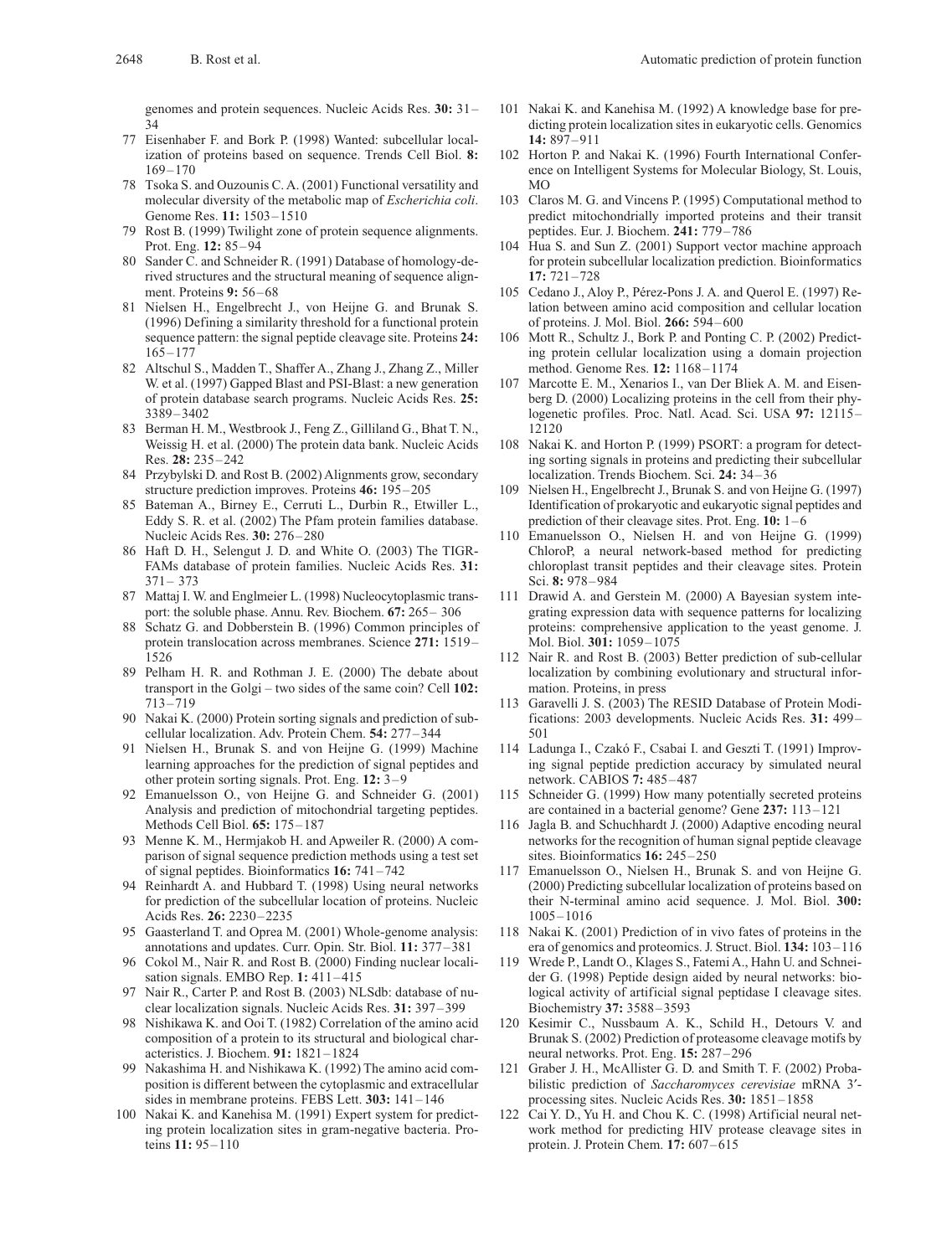genomes and protein sequences. Nucleic Acids Res. **30:** 31–34

77 Eisenhaber F. and Bork P. (1998) Wanted: subcellular localization of proteins based on sequence. Trends Cell Biol. **8:** 169–170

78 Tsoka S. and Ouzounis C. A. (2001) Functional versatility and molecular diversity of the metabolic map of *Escherichia coli*. Genome Res. **11:** 1503–1510

79 Rost B. (1999) Twilight zone of protein sequence alignments. Prot. Eng. **12:** 85–94

80 Sander C. and Schneider R. (1991) Database of homology-derived structures and the structural meaning of sequence alignment. Proteins **9:** 56–68

81 Nielsen H., Engelbrecht J., von Heijne G. and Brunak S. (1996) Defining a similarity threshold for a functional protein sequence pattern: the signal peptide cleavage site. Proteins **24:** 165–177

82 Altschul S., Madden T., Shaffer A., Zhang J., Zhang Z., Miller W. et al. (1997) Gapped Blast and PSI-Blast: a new generation of protein database search programs. Nucleic Acids Res. **25:** 3389–3402

83 Berman H. M., Westbrook J., Feng Z., Gilliland G., Bhat T. N., Weissig H. et al. (2000) The protein data bank. Nucleic Acids Res. **28:** 235–242

84 Przybylski D. and Rost B. (2002) Alignments grow, secondary structure prediction improves. Proteins **46:** 195–205

85 Bateman A., Birney E., Cerruti L., Durbin R., Etwiller L., Eddy S. R. et al. (2002) The Pfam protein families database. Nucleic Acids Res. **30:** 276–280

86 Haft D. H., Selengut J. D. and White O. (2003) The TIGRFAMs database of protein families. Nucleic Acids Res. **31:** 371– 373

87 Mattaj I. W. and Englmeier L. (1998) Nucleocytoplasmic transport: the soluble phase. Annu. Rev. Biochem. **67:** 265– 306

88 Schatz G. and Dobberstein B. (1996) Common principles of protein translocation across membranes. Science **271:** 1519–1526

89 Pelham H. R. and Rothman J. E. (2000) The debate about transport in the Golgi – two sides of the same coin? Cell **102:** 713–719

90 Nakai K. (2000) Protein sorting signals and prediction of subcellular localization. Adv. Protein Chem. **54:** 277–344

91 Nielsen H., Brunak S. and von Heijne G. (1999) Machine learning approaches for the prediction of signal peptides and other protein sorting signals. Prot. Eng. **12:** 3–9

92 Emanuelsson O., von Heijne G. and Schneider G. (2001) Analysis and prediction of mitochondrial targeting peptides. Methods Cell Biol. **65:** 175–187

93 Menne K. M., Hermjakob H. and Apweiler R. (2000) A comparison of signal sequence prediction methods using a test set of signal peptides. Bioinformatics **16:** 741–742

94 Reinhardt A. and Hubbard T. (1998) Using neural networks for prediction of the subcellular location of proteins. Nucleic Acids Res. **26:** 2230–2235

95 Gaasterland T. and Oprea M. (2001) Whole-genome analysis: annotations and updates. Curr. Opin. Str. Biol. **11:** 377–381

96 Cokol M., Nair R. and Rost B. (2000) Finding nuclear localisation signals. EMBO Rep. **1:** 411–415

97 Nair R., Carter P. and Rost B. (2003) NLSdb: database of nuclear localization signals. Nucleic Acids Res. **31:** 397–399

98 Nishikawa K. and Ooi T. (1982) Correlation of the amino acid composition of a protein to its structural and biological characteristics. J. Biochem. **91:** 1821–1824

99 Nakashima H. and Nishikawa K. (1992) The amino acid composition is different between the cytoplasmic and extracellular sides in membrane proteins. FEBS Lett. **303:** 141–146

100 Nakai K. and Kanehisa M. (1991) Expert system for predicting protein localization sites in gram-negative bacteria. Proteins **11:** 95–110

101 Nakai K. and Kanehisa M. (1992) A knowledge base for predicting protein localization sites in eukaryotic cells. Genomics **14:** 897–911

102 Horton P. and Nakai K. (1996) Fourth International Conference on Intelligent Systems for Molecular Biology, St. Louis, MO

103 Claros M. G. and Vincens P. (1995) Computational method to predict mitochondrially imported proteins and their transit peptides. Eur. J. Biochem. **241:** 779–786

104 Hua S. and Sun Z. (2001) Support vector machine approach for protein subcellular localization prediction. Bioinformatics **17:** 721–728

105 Cedano J., Aloy P., Pérez-Pons J. A. and Querol E. (1997) Relation between amino acid composition and cellular location of proteins. J. Mol. Biol. **266:** 594–600

106 Mott R., Schultz J., Bork P. and Ponting C. P. (2002) Predicting protein cellular localization using a domain projection method. Genome Res. **12:** 1168–1174

107 Marcotte E. M., Xenarios I., van Der Bliek A. M. and Eisenberg D. (2000) Localizing proteins in the cell from their phylogenetic profiles. Proc. Natl. Acad. Sci. USA **97:** 12115–12120

108 Nakai K. and Horton P. (1999) PSORT: a program for detecting sorting signals in proteins and predicting their subcellular localization. Trends Biochem. Sci. **24:** 34–36

109 Nielsen H., Engelbrecht J., Brunak S. and von Heijne G. (1997) Identification of prokaryotic and eukaryotic signal peptides and prediction of their cleavage sites. Prot. Eng. **10:** 1–6

110 Emanuelsson O., Nielsen H. and von Heijne G. (1999) ChloroP, a neural network-based method for predicting chloroplast transit peptides and their cleavage sites. Protein Sci. **8:** 978–984

111 Drawid A. and Gerstein M. (2000) A Bayesian system integrating expression data with sequence patterns for localizing proteins: comprehensive application to the yeast genome. J. Mol. Biol. **301:** 1059–1075

112 Nair R. and Rost B. (2003) Better prediction of sub-cellular localization by combining evolutionary and structural information. Proteins, in press

113 Garavelli J. S. (2003) The RESID Database of Protein Modifications: 2003 developments. Nucleic Acids Res. **31:** 499–501

114 Ladunga I., Czakó F., Csabai I. and Geszti T. (1991) Improving signal peptide prediction accuracy by simulated neural network. CABIOS **7:** 485–487

115 Schneider G. (1999) How many potentially secreted proteins are contained in a bacterial genome? Gene **237:** 113–121

116 Jagla B. and Schuchhardt J. (2000) Adaptive encoding neural networks for the recognition of human signal peptide cleavage sites. Bioinformatics **16:** 245–250

117 Emanuelsson O., Nielsen H., Brunak S. and von Heijne G. (2000) Predicting subcellular localization of proteins based on their N-terminal amino acid sequence. J. Mol. Biol. **300:** 1005–1016

118 Nakai K. (2001) Prediction of in vivo fates of proteins in the era of genomics and proteomics. J. Struct. Biol. **134:** 103–116

119 Wrede P., Landt O., Klages S., Fatemi A., Hahn U. and Schneider G. (1998) Peptide design aided by neural networks: biological activity of artificial signal peptidase I cleavage sites. Biochemistry **37:** 3588–3593

120 Kesimir C., Nussbaum A. K., Schild H., Detours V. and Brunak S. (2002) Prediction of proteasome cleavage motifs by neural networks. Prot. Eng. **15:** 287–296

121 Graber J. H., McAllister G. D. and Smith T. F. (2002) Probabilistic prediction of *Saccharomyces cerevisiae* mRNA 3′-processing sites. Nucleic Acids Res. **30:** 1851–1858

122 Cai Y. D., Yu H. and Chou K. C. (1998) Artificial neural network method for predicting HIV protease cleavage sites in protein. J. Protein Chem. **17:** 607–615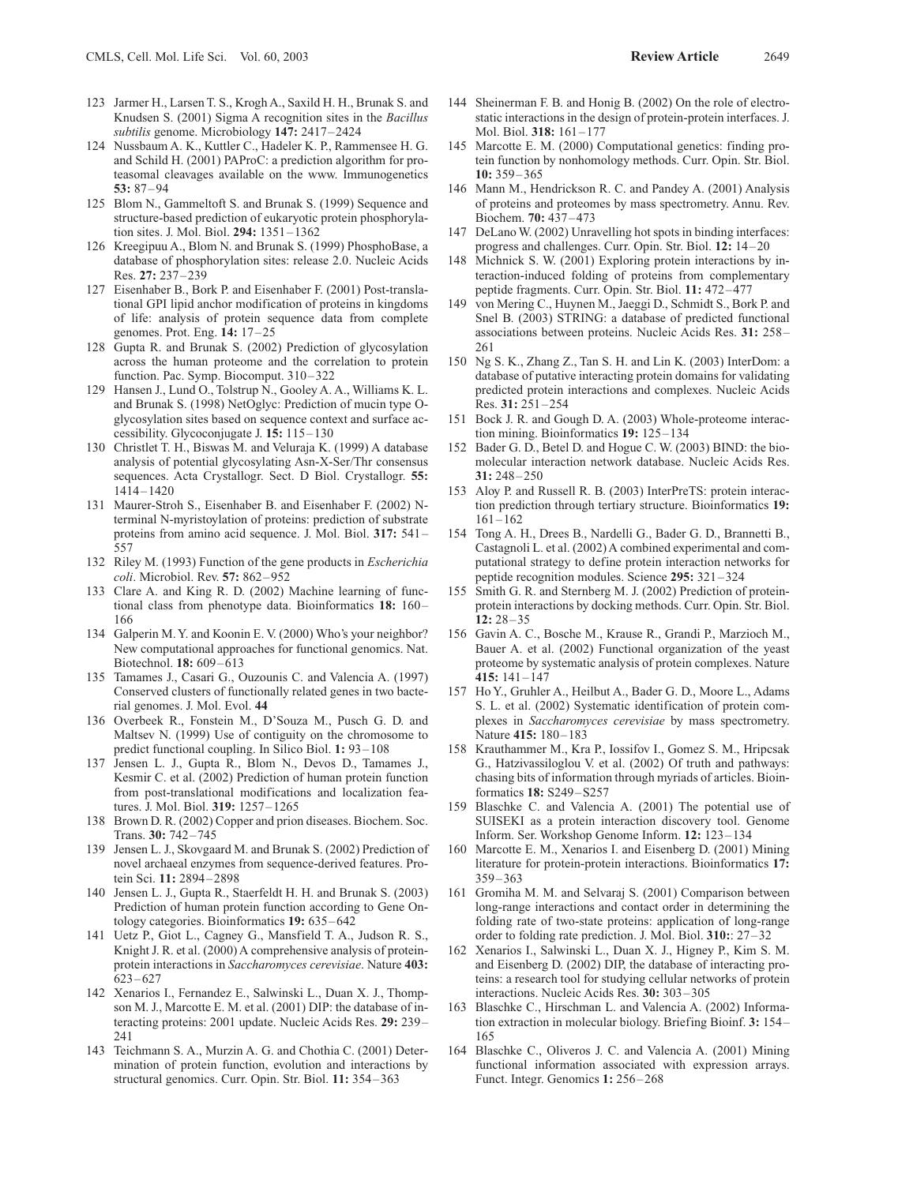123 Jarmer H., Larsen T. S., Krogh A., Saxild H. H., Brunak S. and Knudsen S. (2001) Sigma A recognition sites in the *Bacillus subtilis* genome. Microbiology **147:** 2417–2424

124 Nussbaum A. K., Kuttler C., Hadeler K. P., Rammensee H. G. and Schild H. (2001) PAProC: a prediction algorithm for proteasomal cleavages available on the www. Immunogenetics **53:** 87–94

125 Blom N., Gammeltoft S. and Brunak S. (1999) Sequence and structure-based prediction of eukaryotic protein phosphorylation sites. J. Mol. Biol. **294:** 1351–1362

126 Kreegipuu A., Blom N. and Brunak S. (1999) PhosphoBase, a database of phosphorylation sites: release 2.0. Nucleic Acids Res. **27:** 237–239

127 Eisenhaber B., Bork P. and Eisenhaber F. (2001) Post-translational GPI lipid anchor modification of proteins in kingdoms of life: analysis of protein sequence data from complete genomes. Prot. Eng. **14:** 17–25

128 Gupta R. and Brunak S. (2002) Prediction of glycosylation across the human proteome and the correlation to protein function. Pac. Symp. Biocomput. 310–322

129 Hansen J., Lund O., Tolstrup N., Gooley A. A., Williams K. L. and Brunak S. (1998) NetOglyc: Prediction of mucin type O-glycosylation sites based on sequence context and surface accessibility. Glycoconjugate J. **15:** 115–130

130 Christlet T. H., Biswas M. and Veluraja K. (1999) A database analysis of potential glycosylating Asn-X-Ser/Thr consensus sequences. Acta Crystallogr. Sect. D Biol. Crystallogr. **55:** 1414–1420

131 Maurer-Stroh S., Eisenhaber B. and Eisenhaber F. (2002) N-terminal N-myristoylation of proteins: prediction of substrate proteins from amino acid sequence. J. Mol. Biol. **317:** 541–557

132 Riley M. (1993) Function of the gene products in *Escherichia coli*. Microbiol. Rev. **57:** 862–952

133 Clare A. and King R. D. (2002) Machine learning of functional class from phenotype data. Bioinformatics **18:** 160–166

134 Galperin M. Y. and Koonin E. V. (2000) Who's your neighbor? New computational approaches for functional genomics. Nat. Biotechnol. **18:** 609–613

135 Tamames J., Casari G., Ouzounis C. and Valencia A. (1997) Conserved clusters of functionally related genes in two bacterial genomes. J. Mol. Evol. **44**

136 Overbeek R., Fonstein M., D'Souza M., Pusch G. D. and Maltsev N. (1999) Use of contiguity on the chromosome to predict functional coupling. In Silico Biol. **1:** 93–108

137 Jensen L. J., Gupta R., Blom N., Devos D., Tamames J., Kesmir C. et al. (2002) Prediction of human protein function from post-translational modifications and localization features. J. Mol. Biol. **319:** 1257–1265

138 Brown D. R. (2002) Copper and prion diseases. Biochem. Soc. Trans. **30:** 742–745

139 Jensen L. J., Skovgaard M. and Brunak S. (2002) Prediction of novel archaeal enzymes from sequence-derived features. Protein Sci. **11:** 2894–2898

140 Jensen L. J., Gupta R., Staerfeldt H. H. and Brunak S. (2003) Prediction of human protein function according to Gene Ontology categories. Bioinformatics **19:** 635–642

141 Uetz P., Giot L., Cagney G., Mansfield T. A., Judson R. S., Knight J. R. et al. (2000) A comprehensive analysis of protein-protein interactions in *Saccharomyces cerevisiae*. Nature **403:** 623–627

142 Xenarios I., Fernandez E., Salwinski L., Duan X. J., Thompson M. J., Marcotte E. M. et al. (2001) DIP: the database of interacting proteins: 2001 update. Nucleic Acids Res. **29:** 239–241

143 Teichmann S. A., Murzin A. G. and Chothia C. (2001) Determination of protein function, evolution and interactions by structural genomics. Curr. Opin. Str. Biol. **11:** 354–363

144 Sheinerman F. B. and Honig B. (2002) On the role of electrostatic interactions in the design of protein-protein interfaces. J. Mol. Biol. **318:** 161–177

145 Marcotte E. M. (2000) Computational genetics: finding protein function by nonhomology methods. Curr. Opin. Str. Biol. **10:** 359–365

146 Mann M., Hendrickson R. C. and Pandey A. (2001) Analysis of proteins and proteomes by mass spectrometry. Annu. Rev. Biochem. **70:** 437–473

147 DeLano W. (2002) Unravelling hot spots in binding interfaces: progress and challenges. Curr. Opin. Str. Biol. **12:** 14–20

148 Michnick S. W. (2001) Exploring protein interactions by interaction-induced folding of proteins from complementary peptide fragments. Curr. Opin. Str. Biol. **11:** 472–477

149 von Mering C., Huynen M., Jaeggi D., Schmidt S., Bork P. and Snel B. (2003) STRING: a database of predicted functional associations between proteins. Nucleic Acids Res. **31:** 258–261

150 Ng S. K., Zhang Z., Tan S. H. and Lin K. (2003) InterDom: a database of putative interacting protein domains for validating predicted protein interactions and complexes. Nucleic Acids Res. **31:** 251–254

151 Bock J. R. and Gough D. A. (2003) Whole-proteome interaction mining. Bioinformatics **19:** 125–134

152 Bader G. D., Betel D. and Hogue C. W. (2003) BIND: the biomolecular interaction network database. Nucleic Acids Res. **31:** 248–250

153 Aloy P. and Russell R. B. (2003) InterPreTS: protein interaction prediction through tertiary structure. Bioinformatics **19:** 161–162

154 Tong A. H., Drees B., Nardelli G., Bader G. D., Brannetti B., Castagnoli L. et al. (2002) A combined experimental and computational strategy to define protein interaction networks for peptide recognition modules. Science **295:** 321–324

155 Smith G. R. and Sternberg M. J. (2002) Prediction of protein-protein interactions by docking methods. Curr. Opin. Str. Biol. **12:** 28–35

156 Gavin A. C., Bosche M., Krause R., Grandi P., Marzioch M., Bauer A. et al. (2002) Functional organization of the yeast proteome by systematic analysis of protein complexes. Nature **415:** 141–147

157 Ho Y., Gruhler A., Heilbut A., Bader G. D., Moore L., Adams S. L. et al. (2002) Systematic identification of protein complexes in *Saccharomyces cerevisiae* by mass spectrometry. Nature **415:** 180–183

158 Krauthammer M., Kra P., Iossifov I., Gomez S. M., Hripcsak G., Hatzivassiloglou V. et al. (2002) Of truth and pathways: chasing bits of information through myriads of articles. Bioinformatics **18:** S249–S257

159 Blaschke C. and Valencia A. (2001) The potential use of SUISEKI as a protein interaction discovery tool. Genome Inform. Ser. Workshop Genome Inform. **12:** 123–134

160 Marcotte E. M., Xenarios I. and Eisenberg D. (2001) Mining literature for protein-protein interactions. Bioinformatics **17:** 359–363

161 Gromiha M. M. and Selvaraj S. (2001) Comparison between long-range interactions and contact order in determining the folding rate of two-state proteins: application of long-range order to folding rate prediction. J. Mol. Biol. **310:**: 27–32

162 Xenarios I., Salwinski L., Duan X. J., Higney P., Kim S. M. and Eisenberg D. (2002) DIP, the database of interacting proteins: a research tool for studying cellular networks of protein interactions. Nucleic Acids Res. **30:** 303–305

163 Blaschke C., Hirschman L. and Valencia A. (2002) Information extraction in molecular biology. Briefing Bioinf. **3:** 154–165

164 Blaschke C., Oliveros J. C. and Valencia A. (2001) Mining functional information associated with expression arrays. Funct. Integr. Genomics **1:** 256–268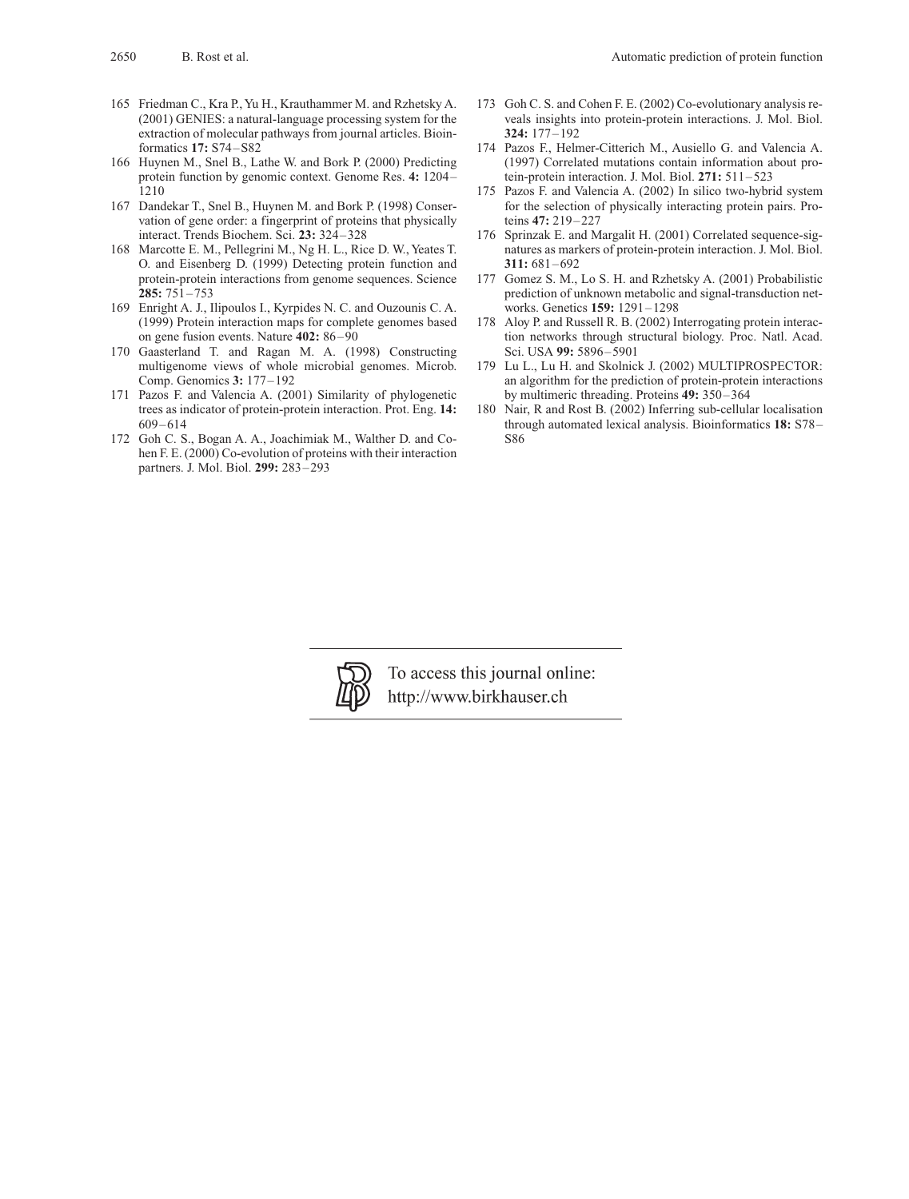165 Friedman C., Kra P., Yu H., Krauthammer M. and Rzhetsky A. (2001) GENIES: a natural-language processing system for the extraction of molecular pathways from journal articles. Bioinformatics **17:** S74–S82

166 Huynen M., Snel B., Lathe W. and Bork P. (2000) Predicting protein function by genomic context. Genome Res. **4:** 1204–1210

167 Dandekar T., Snel B., Huynen M. and Bork P. (1998) Conservation of gene order: a fingerprint of proteins that physically interact. Trends Biochem. Sci. **23:** 324–328

168 Marcotte E. M., Pellegrini M., Ng H. L., Rice D. W., Yeates T. O. and Eisenberg D. (1999) Detecting protein function and protein-protein interactions from genome sequences. Science **285:** 751–753

169 Enright A. J., Ilipoulos I., Kyrpides N. C. and Ouzounis C. A. (1999) Protein interaction maps for complete genomes based on gene fusion events. Nature **402:** 86–90

170 Gaasterland T. and Ragan M. A. (1998) Constructing multigenome views of whole microbial genomes. Microb. Comp. Genomics **3:** 177–192

171 Pazos F. and Valencia A. (2001) Similarity of phylogenetic trees as indicator of protein-protein interaction. Prot. Eng. **14:** 609–614

172 Goh C. S., Bogan A. A., Joachimiak M., Walther D. and Cohen F. E. (2000) Co-evolution of proteins with their interaction partners. J. Mol. Biol. **299:** 283–293

173 Goh C. S. and Cohen F. E. (2002) Co-evolutionary analysis reveals insights into protein-protein interactions. J. Mol. Biol. **324:** 177–192

174 Pazos F., Helmer-Citterich M., Ausiello G. and Valencia A. (1997) Correlated mutations contain information about protein-protein interaction. J. Mol. Biol. **271:** 511–523

175 Pazos F. and Valencia A. (2002) In silico two-hybrid system for the selection of physically interacting protein pairs. Proteins **47:** 219–227

176 Sprinzak E. and Margalit H. (2001) Correlated sequence-signatures as markers of protein-protein interaction. J. Mol. Biol. **311:** 681–692

177 Gomez S. M., Lo S. H. and Rzhetsky A. (2001) Probabilistic prediction of unknown metabolic and signal-transduction networks. Genetics **159:** 1291–1298

178 Aloy P. and Russell R. B. (2002) Interrogating protein interaction networks through structural biology. Proc. Natl. Acad. Sci. USA **99:** 5896–5901

179 Lu L., Lu H. and Skolnick J. (2002) MULTIPROSPECTOR: an algorithm for the prediction of protein-protein interactions by multimeric threading. Proteins **49:** 350–364

180 Nair, R and Rost B. (2002) Inferring sub-cellular localisation through automated lexical analysis. Bioinformatics **18:** S78–S86

To access this journal online:
http://www.birkhauser.ch